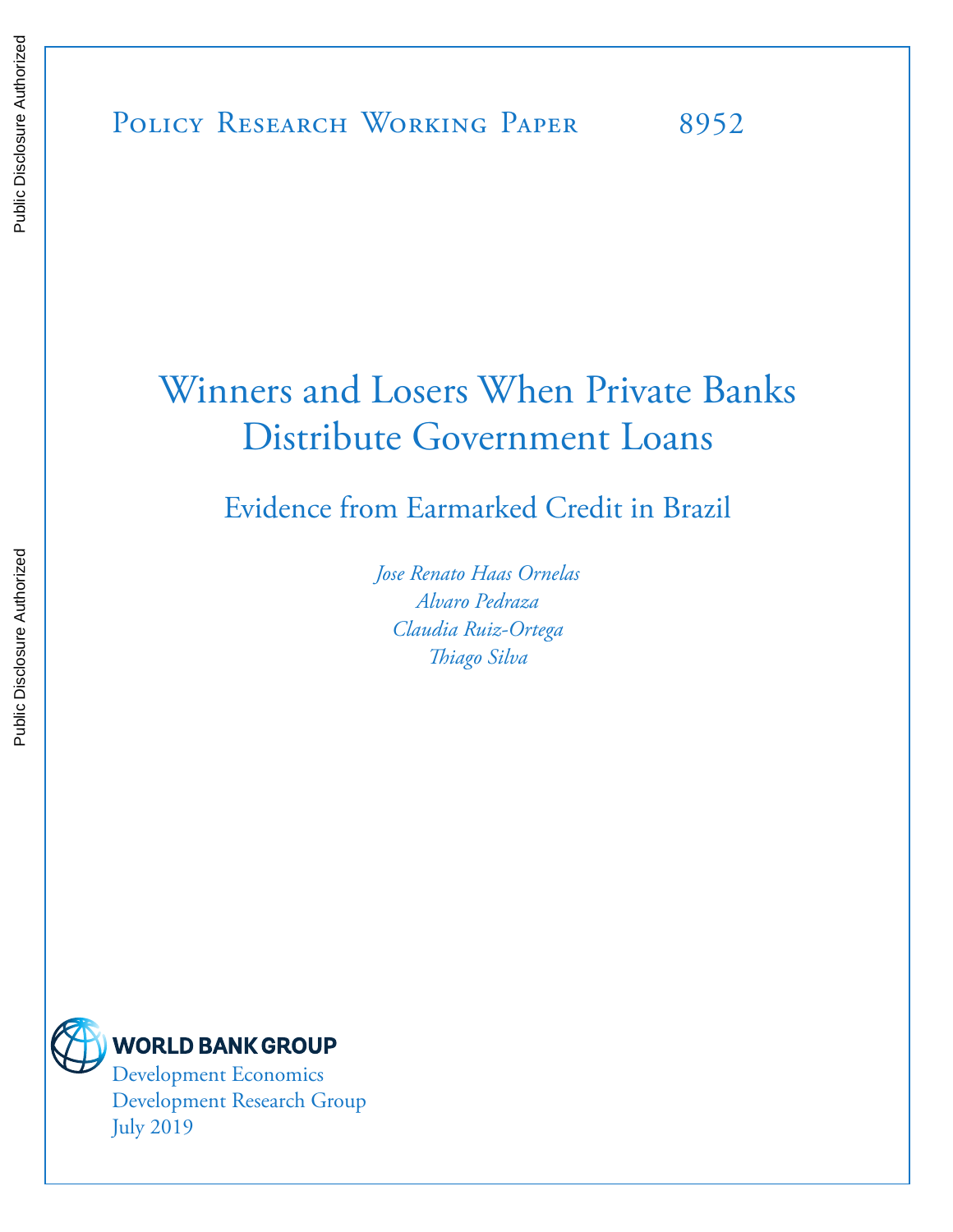Policy Research Working Paper 8952

# Winners and Losers When Private Banks Distribute Government Loans

## Evidence from Earmarked Credit in Brazil

*Jose Renato Haas Ornelas*
*Alvaro Pedraza*
*Claudia Ruiz-Ortega*
*Thiago Silva*

WORLD BANK GROUP
Development Economics
Development Research Group
July 2019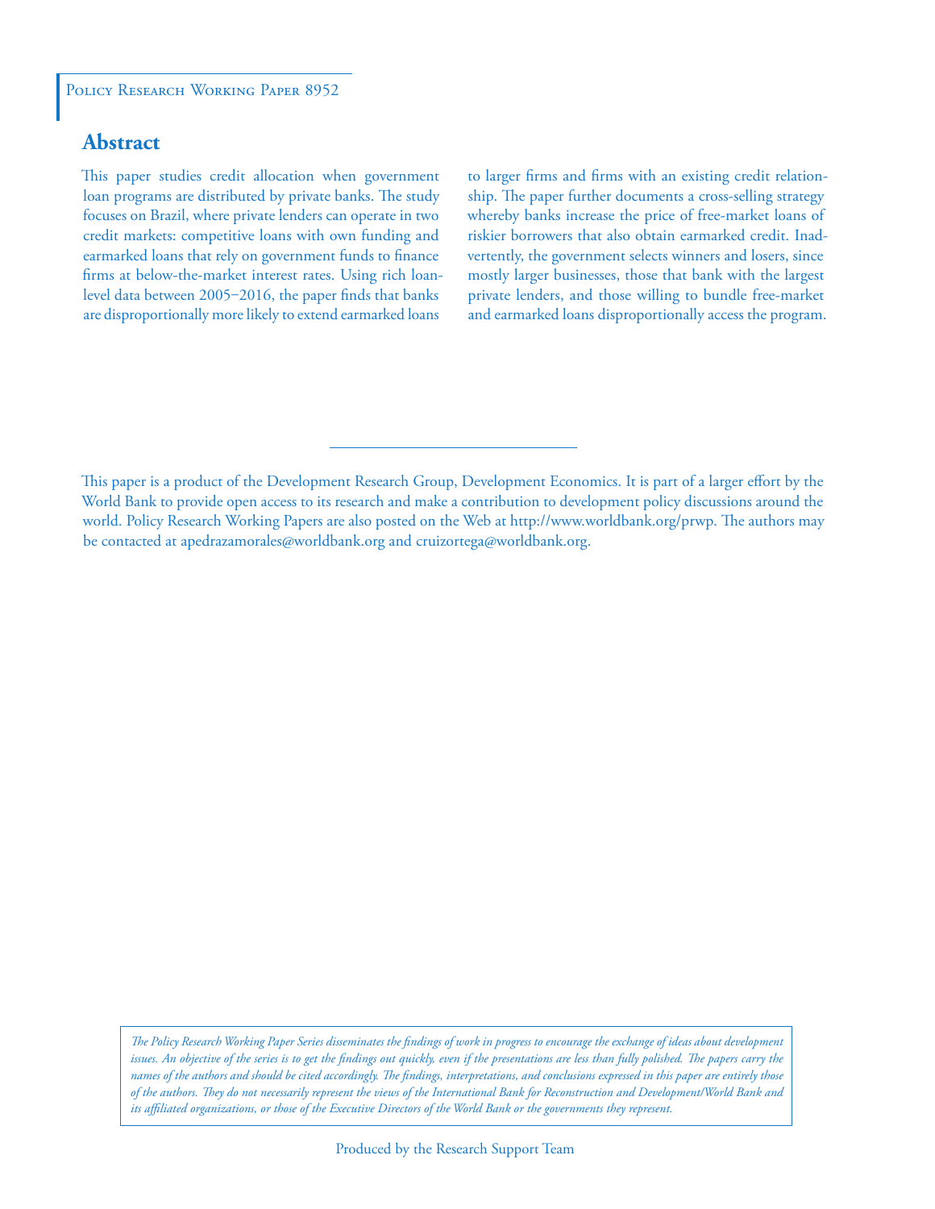Policy Research Working Paper 8952

## Abstract

This paper studies credit allocation when government loan programs are distributed by private banks. The study focuses on Brazil, where private lenders can operate in two credit markets: competitive loans with own funding and earmarked loans that rely on government funds to finance firms at below-the-market interest rates. Using rich loan-level data between 2005–2016, the paper finds that banks are disproportionally more likely to extend earmarked loans to larger firms and firms with an existing credit relationship. The paper further documents a cross-selling strategy whereby banks increase the price of free-market loans of riskier borrowers that also obtain earmarked credit. Inadvertently, the government selects winners and losers, since mostly larger businesses, those that bank with the largest private lenders, and those willing to bundle free-market and earmarked loans disproportionally access the program.

This paper is a product of the Development Research Group, Development Economics. It is part of a larger effort by the World Bank to provide open access to its research and make a contribution to development policy discussions around the world. Policy Research Working Papers are also posted on the Web at http://www.worldbank.org/prwp. The authors may be contacted at apedrazamorales@worldbank.org and cruizortega@worldbank.org.

*The Policy Research Working Paper Series disseminates the findings of work in progress to encourage the exchange of ideas about development issues. An objective of the series is to get the findings out quickly, even if the presentations are less than fully polished. The papers carry the names of the authors and should be cited accordingly. The findings, interpretations, and conclusions expressed in this paper are entirely those of the authors. They do not necessarily represent the views of the International Bank for Reconstruction and Development/World Bank and its affiliated organizations, or those of the Executive Directors of the World Bank or the governments they represent.*

Produced by the Research Support Team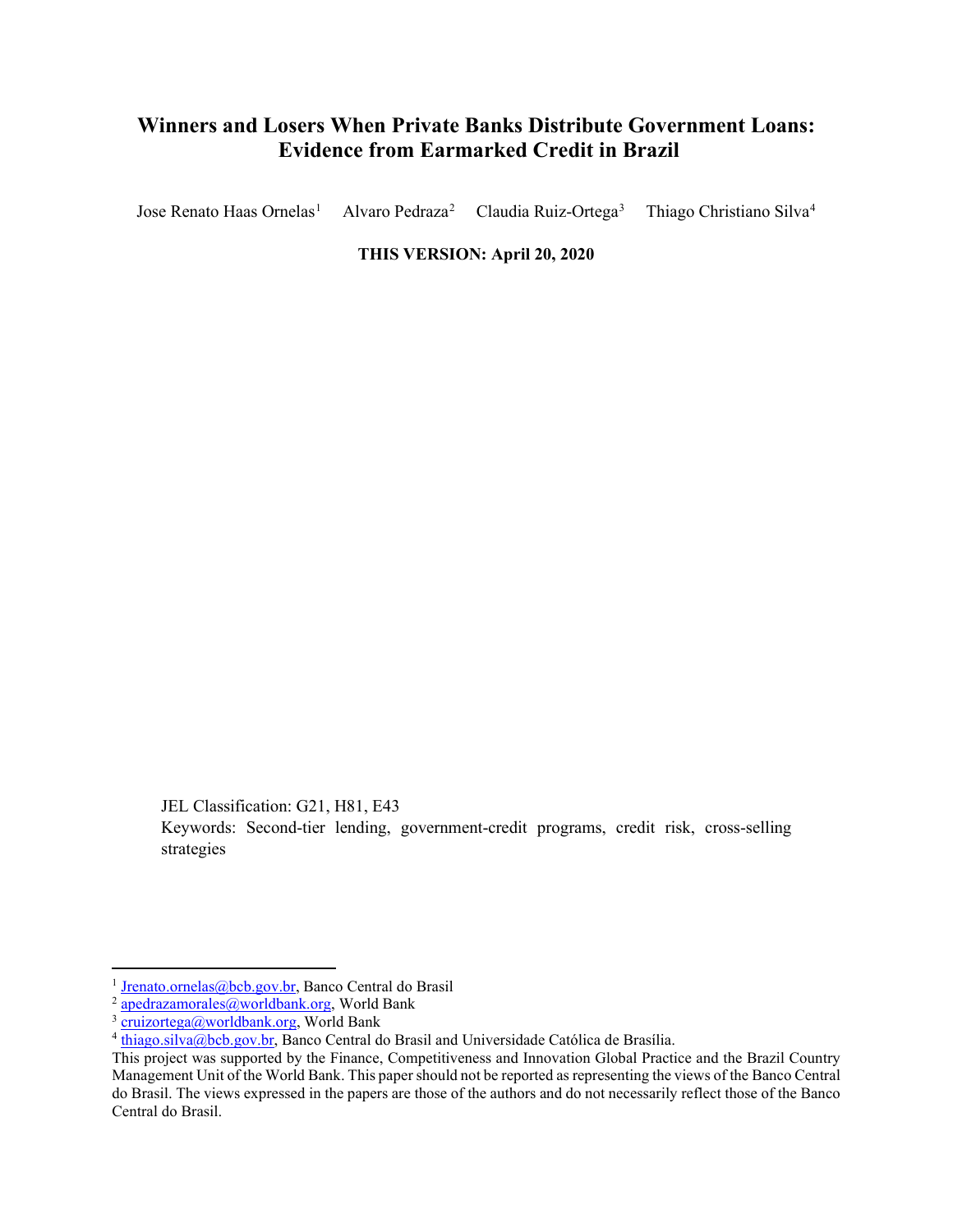# Winners and Losers When Private Banks Distribute Government Loans: Evidence from Earmarked Credit in Brazil

Jose Renato Haas Ornelas[1] Alvaro Pedraza[2] Claudia Ruiz-Ortega[3] Thiago Christiano Silva[4]

**THIS VERSION: April 20, 2020**

JEL Classification: G21, H81, E43

Keywords: Second-tier lending, government-credit programs, credit risk, cross-selling strategies

---

[1] Jrenato.ornelas@bcb.gov.br, Banco Central do Brasil

[2] apedrazamorales@worldbank.org, World Bank

[3] cruizortega@worldbank.org, World Bank

[4] thiago.silva@bcb.gov.br, Banco Central do Brasil and Universidade Católica de Brasília.

This project was supported by the Finance, Competitiveness and Innovation Global Practice and the Brazil Country Management Unit of the World Bank. This paper should not be reported as representing the views of the Banco Central do Brasil. The views expressed in the papers are those of the authors and do not necessarily reflect those of the Banco Central do Brasil.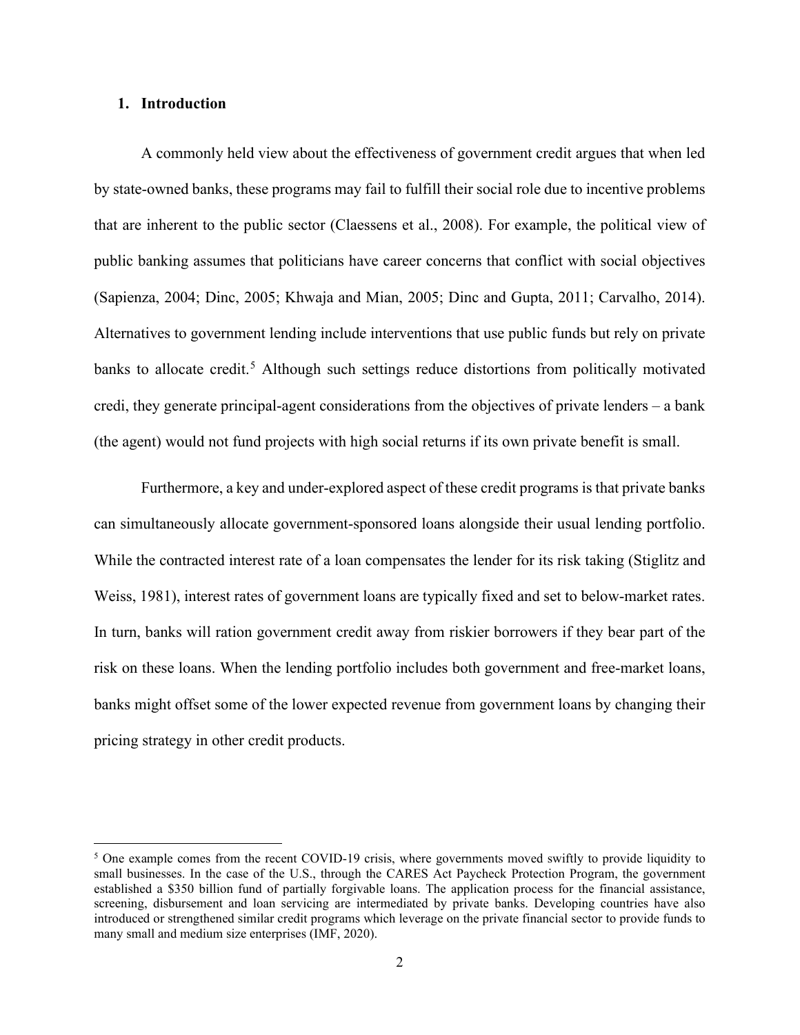## 1. Introduction

A commonly held view about the effectiveness of government credit argues that when led by state-owned banks, these programs may fail to fulfill their social role due to incentive problems that are inherent to the public sector (Claessens et al., 2008). For example, the political view of public banking assumes that politicians have career concerns that conflict with social objectives (Sapienza, 2004; Dinc, 2005; Khwaja and Mian, 2005; Dinc and Gupta, 2011; Carvalho, 2014). Alternatives to government lending include interventions that use public funds but rely on private banks to allocate credit.[5] Although such settings reduce distortions from politically motivated credi, they generate principal-agent considerations from the objectives of private lenders – a bank (the agent) would not fund projects with high social returns if its own private benefit is small.

Furthermore, a key and under-explored aspect of these credit programs is that private banks can simultaneously allocate government-sponsored loans alongside their usual lending portfolio. While the contracted interest rate of a loan compensates the lender for its risk taking (Stiglitz and Weiss, 1981), interest rates of government loans are typically fixed and set to below-market rates. In turn, banks will ration government credit away from riskier borrowers if they bear part of the risk on these loans. When the lending portfolio includes both government and free-market loans, banks might offset some of the lower expected revenue from government loans by changing their pricing strategy in other credit products.

[5] One example comes from the recent COVID-19 crisis, where governments moved swiftly to provide liquidity to small businesses. In the case of the U.S., through the CARES Act Paycheck Protection Program, the government established a $350 billion fund of partially forgivable loans. The application process for the financial assistance, screening, disbursement and loan servicing are intermediated by private banks. Developing countries have also introduced or strengthened similar credit programs which leverage on the private financial sector to provide funds to many small and medium size enterprises (IMF, 2020).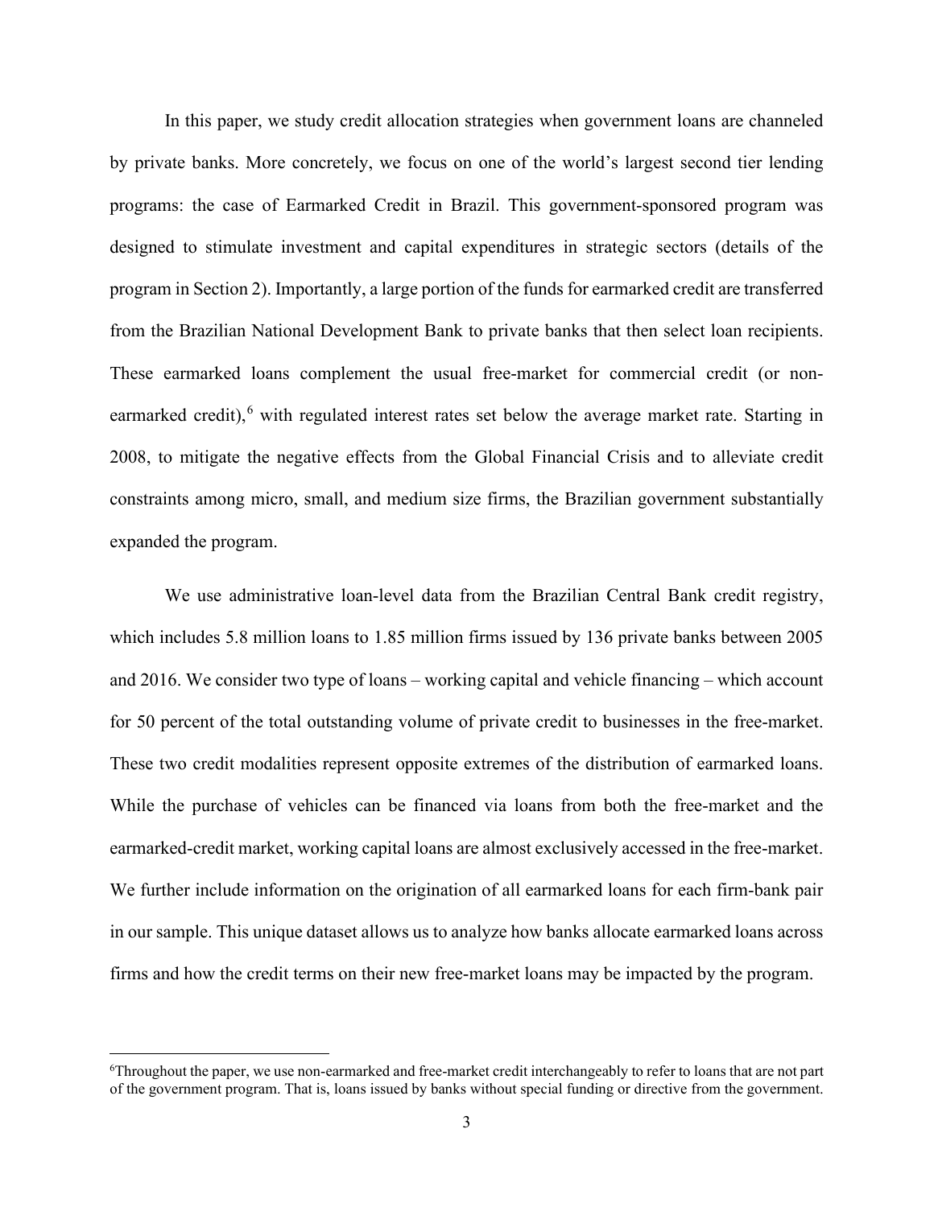In this paper, we study credit allocation strategies when government loans are channeled by private banks. More concretely, we focus on one of the world's largest second tier lending programs: the case of Earmarked Credit in Brazil. This government-sponsored program was designed to stimulate investment and capital expenditures in strategic sectors (details of the program in Section 2). Importantly, a large portion of the funds for earmarked credit are transferred from the Brazilian National Development Bank to private banks that then select loan recipients. These earmarked loans complement the usual free-market for commercial credit (or non-earmarked credit),[6] with regulated interest rates set below the average market rate. Starting in 2008, to mitigate the negative effects from the Global Financial Crisis and to alleviate credit constraints among micro, small, and medium size firms, the Brazilian government substantially expanded the program.

We use administrative loan-level data from the Brazilian Central Bank credit registry, which includes 5.8 million loans to 1.85 million firms issued by 136 private banks between 2005 and 2016. We consider two type of loans – working capital and vehicle financing – which account for 50 percent of the total outstanding volume of private credit to businesses in the free-market. These two credit modalities represent opposite extremes of the distribution of earmarked loans. While the purchase of vehicles can be financed via loans from both the free-market and the earmarked-credit market, working capital loans are almost exclusively accessed in the free-market. We further include information on the origination of all earmarked loans for each firm-bank pair in our sample. This unique dataset allows us to analyze how banks allocate earmarked loans across firms and how the credit terms on their new free-market loans may be impacted by the program.

[6] Throughout the paper, we use non-earmarked and free-market credit interchangeably to refer to loans that are not part of the government program. That is, loans issued by banks without special funding or directive from the government.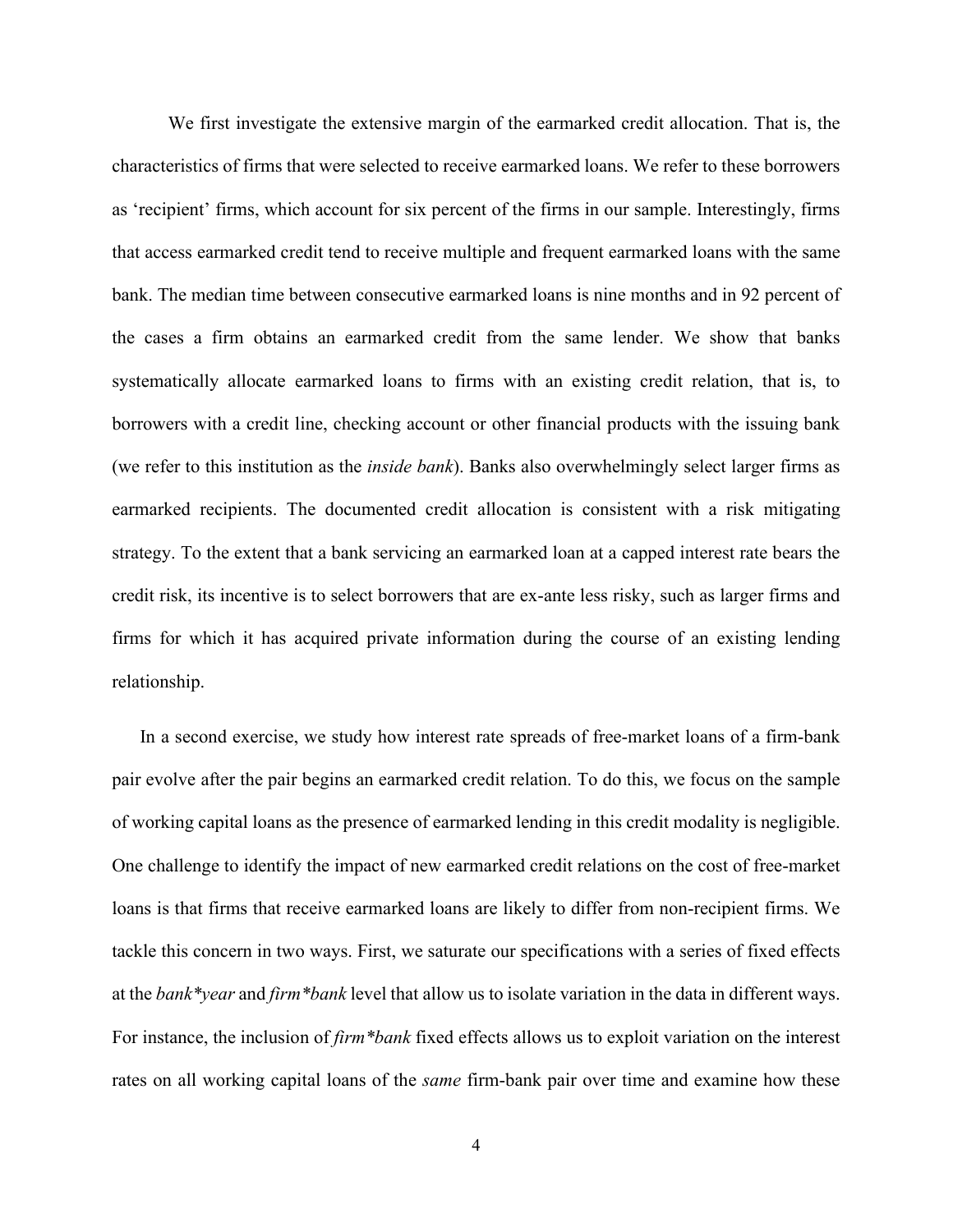We first investigate the extensive margin of the earmarked credit allocation. That is, the characteristics of firms that were selected to receive earmarked loans. We refer to these borrowers as 'recipient' firms, which account for six percent of the firms in our sample. Interestingly, firms that access earmarked credit tend to receive multiple and frequent earmarked loans with the same bank. The median time between consecutive earmarked loans is nine months and in 92 percent of the cases a firm obtains an earmarked credit from the same lender. We show that banks systematically allocate earmarked loans to firms with an existing credit relation, that is, to borrowers with a credit line, checking account or other financial products with the issuing bank (we refer to this institution as the *inside bank*). Banks also overwhelmingly select larger firms as earmarked recipients. The documented credit allocation is consistent with a risk mitigating strategy. To the extent that a bank servicing an earmarked loan at a capped interest rate bears the credit risk, its incentive is to select borrowers that are ex-ante less risky, such as larger firms and firms for which it has acquired private information during the course of an existing lending relationship.

In a second exercise, we study how interest rate spreads of free-market loans of a firm-bank pair evolve after the pair begins an earmarked credit relation. To do this, we focus on the sample of working capital loans as the presence of earmarked lending in this credit modality is negligible. One challenge to identify the impact of new earmarked credit relations on the cost of free-market loans is that firms that receive earmarked loans are likely to differ from non-recipient firms. We tackle this concern in two ways. First, we saturate our specifications with a series of fixed effects at the *bank*year* and *firm*bank* level that allow us to isolate variation in the data in different ways. For instance, the inclusion of *firm*bank* fixed effects allows us to exploit variation on the interest rates on all working capital loans of the *same* firm-bank pair over time and examine how these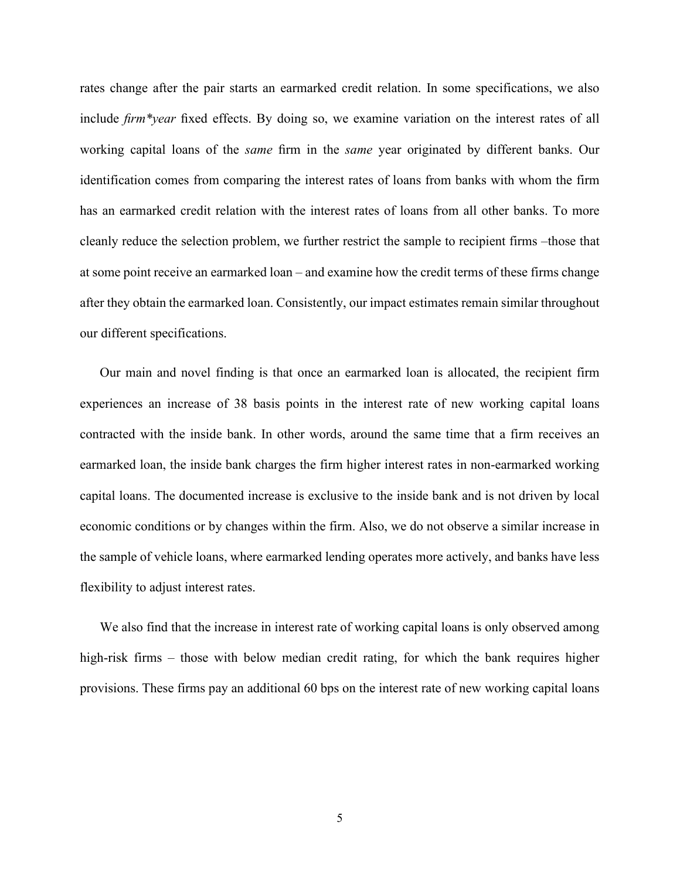rates change after the pair starts an earmarked credit relation. In some specifications, we also include *firm\*year* fixed effects. By doing so, we examine variation on the interest rates of all working capital loans of the *same* firm in the *same* year originated by different banks. Our identification comes from comparing the interest rates of loans from banks with whom the firm has an earmarked credit relation with the interest rates of loans from all other banks. To more cleanly reduce the selection problem, we further restrict the sample to recipient firms –those that at some point receive an earmarked loan – and examine how the credit terms of these firms change after they obtain the earmarked loan. Consistently, our impact estimates remain similar throughout our different specifications.

Our main and novel finding is that once an earmarked loan is allocated, the recipient firm experiences an increase of 38 basis points in the interest rate of new working capital loans contracted with the inside bank. In other words, around the same time that a firm receives an earmarked loan, the inside bank charges the firm higher interest rates in non-earmarked working capital loans. The documented increase is exclusive to the inside bank and is not driven by local economic conditions or by changes within the firm. Also, we do not observe a similar increase in the sample of vehicle loans, where earmarked lending operates more actively, and banks have less flexibility to adjust interest rates.

We also find that the increase in interest rate of working capital loans is only observed among high-risk firms – those with below median credit rating, for which the bank requires higher provisions. These firms pay an additional 60 bps on the interest rate of new working capital loans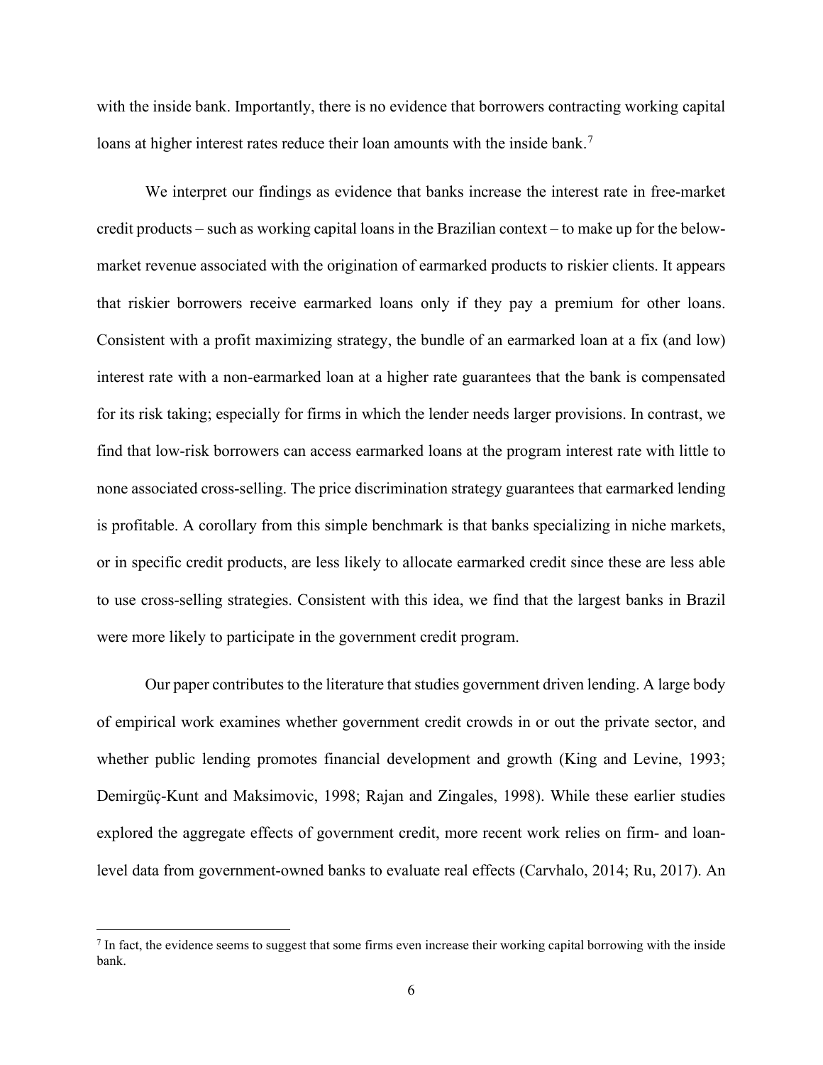with the inside bank. Importantly, there is no evidence that borrowers contracting working capital loans at higher interest rates reduce their loan amounts with the inside bank.[7]

We interpret our findings as evidence that banks increase the interest rate in free-market credit products – such as working capital loans in the Brazilian context – to make up for the below-market revenue associated with the origination of earmarked products to riskier clients. It appears that riskier borrowers receive earmarked loans only if they pay a premium for other loans. Consistent with a profit maximizing strategy, the bundle of an earmarked loan at a fix (and low) interest rate with a non-earmarked loan at a higher rate guarantees that the bank is compensated for its risk taking; especially for firms in which the lender needs larger provisions. In contrast, we find that low-risk borrowers can access earmarked loans at the program interest rate with little to none associated cross-selling. The price discrimination strategy guarantees that earmarked lending is profitable. A corollary from this simple benchmark is that banks specializing in niche markets, or in specific credit products, are less likely to allocate earmarked credit since these are less able to use cross-selling strategies. Consistent with this idea, we find that the largest banks in Brazil were more likely to participate in the government credit program.

Our paper contributes to the literature that studies government driven lending. A large body of empirical work examines whether government credit crowds in or out the private sector, and whether public lending promotes financial development and growth (King and Levine, 1993; Demirgüç-Kunt and Maksimovic, 1998; Rajan and Zingales, 1998). While these earlier studies explored the aggregate effects of government credit, more recent work relies on firm- and loan-level data from government-owned banks to evaluate real effects (Carvhalo, 2014; Ru, 2017). An

[7] In fact, the evidence seems to suggest that some firms even increase their working capital borrowing with the inside bank.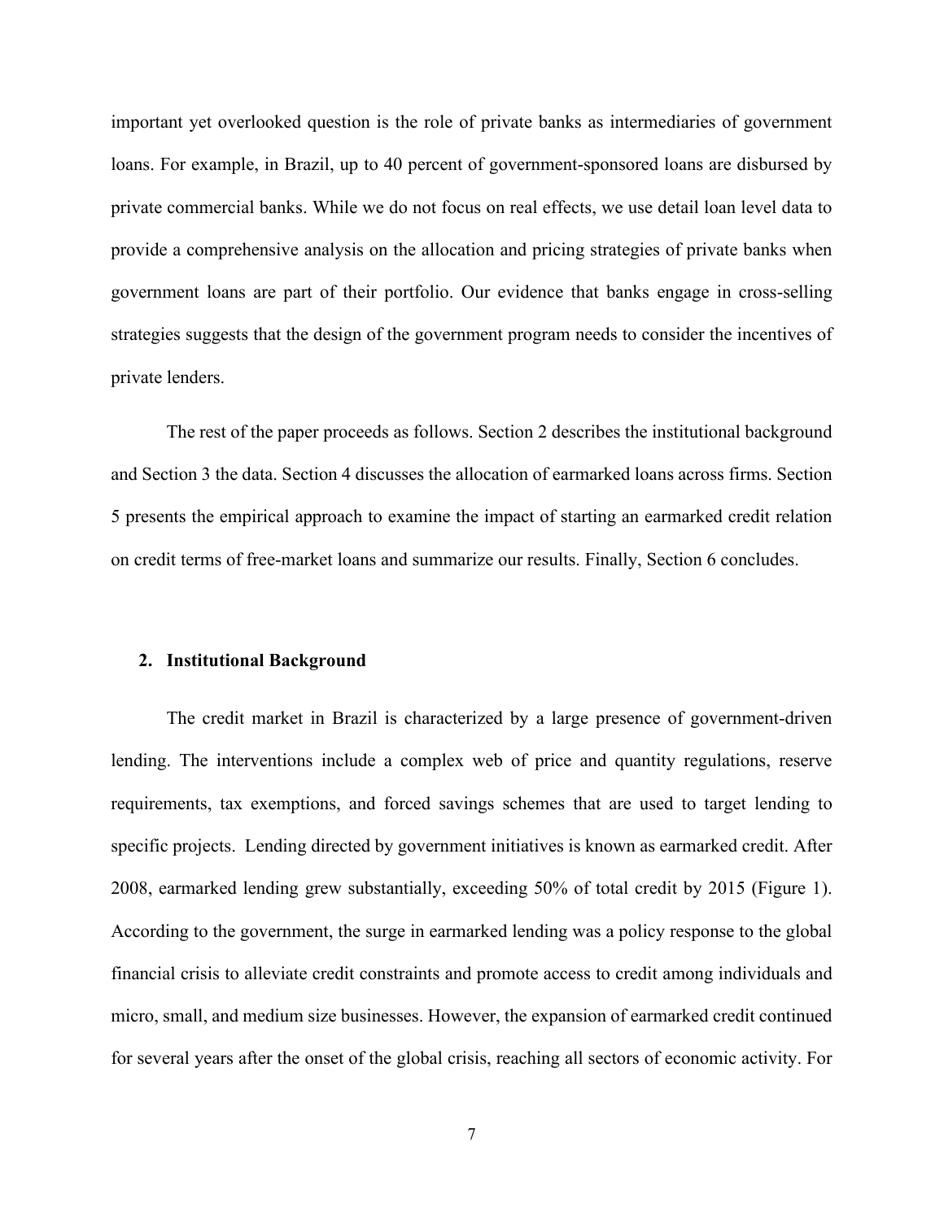important yet overlooked question is the role of private banks as intermediaries of government loans. For example, in Brazil, up to 40 percent of government-sponsored loans are disbursed by private commercial banks. While we do not focus on real effects, we use detail loan level data to provide a comprehensive analysis on the allocation and pricing strategies of private banks when government loans are part of their portfolio. Our evidence that banks engage in cross-selling strategies suggests that the design of the government program needs to consider the incentives of private lenders.

The rest of the paper proceeds as follows. Section 2 describes the institutional background and Section 3 the data. Section 4 discusses the allocation of earmarked loans across firms. Section 5 presents the empirical approach to examine the impact of starting an earmarked credit relation on credit terms of free-market loans and summarize our results. Finally, Section 6 concludes.

## 2. Institutional Background

The credit market in Brazil is characterized by a large presence of government-driven lending. The interventions include a complex web of price and quantity regulations, reserve requirements, tax exemptions, and forced savings schemes that are used to target lending to specific projects. Lending directed by government initiatives is known as earmarked credit. After 2008, earmarked lending grew substantially, exceeding 50% of total credit by 2015 (Figure 1). According to the government, the surge in earmarked lending was a policy response to the global financial crisis to alleviate credit constraints and promote access to credit among individuals and micro, small, and medium size businesses. However, the expansion of earmarked credit continued for several years after the onset of the global crisis, reaching all sectors of economic activity. For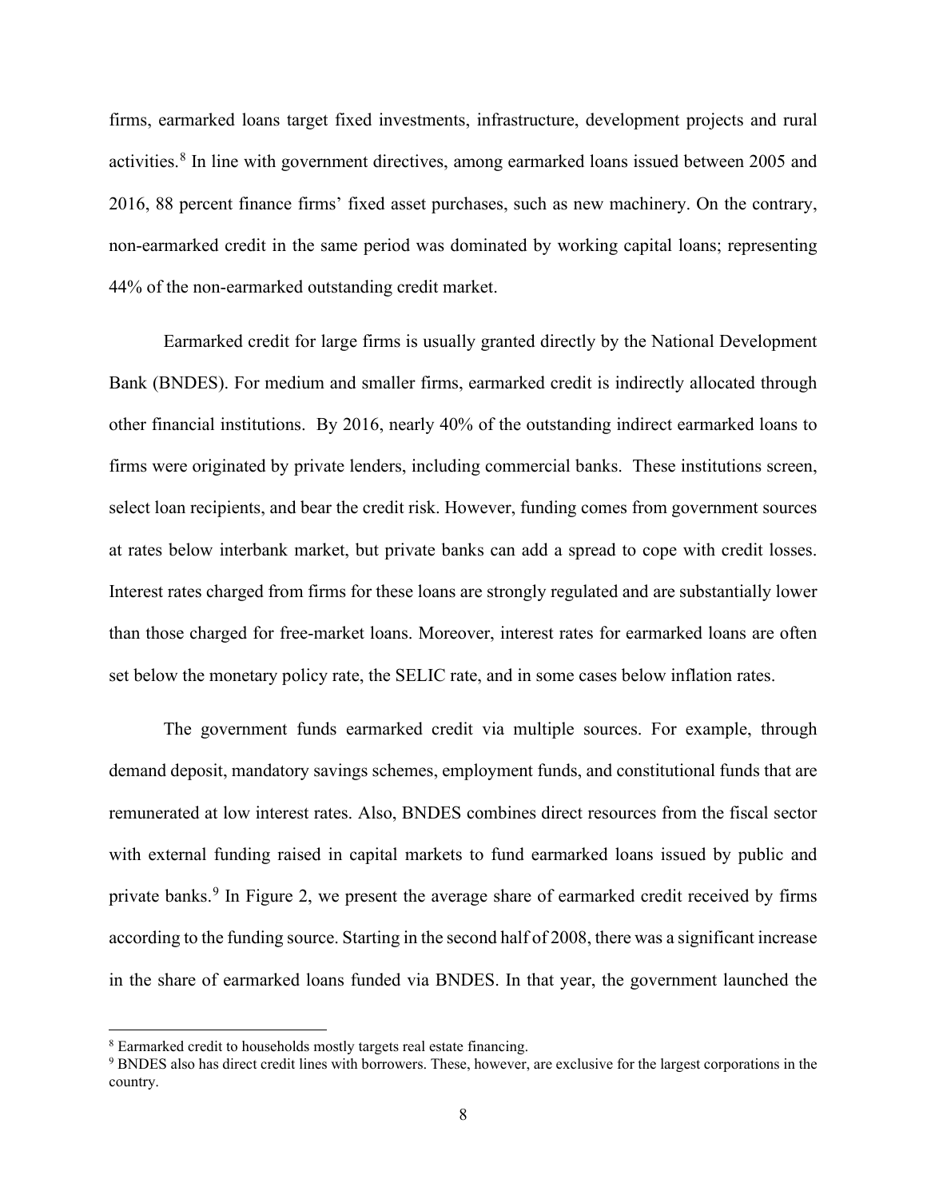firms, earmarked loans target fixed investments, infrastructure, development projects and rural activities.[8] In line with government directives, among earmarked loans issued between 2005 and 2016, 88 percent finance firms' fixed asset purchases, such as new machinery. On the contrary, non-earmarked credit in the same period was dominated by working capital loans; representing 44% of the non-earmarked outstanding credit market.

Earmarked credit for large firms is usually granted directly by the National Development Bank (BNDES). For medium and smaller firms, earmarked credit is indirectly allocated through other financial institutions. By 2016, nearly 40% of the outstanding indirect earmarked loans to firms were originated by private lenders, including commercial banks. These institutions screen, select loan recipients, and bear the credit risk. However, funding comes from government sources at rates below interbank market, but private banks can add a spread to cope with credit losses. Interest rates charged from firms for these loans are strongly regulated and are substantially lower than those charged for free-market loans. Moreover, interest rates for earmarked loans are often set below the monetary policy rate, the SELIC rate, and in some cases below inflation rates.

The government funds earmarked credit via multiple sources. For example, through demand deposit, mandatory savings schemes, employment funds, and constitutional funds that are remunerated at low interest rates. Also, BNDES combines direct resources from the fiscal sector with external funding raised in capital markets to fund earmarked loans issued by public and private banks.[9] In Figure 2, we present the average share of earmarked credit received by firms according to the funding source. Starting in the second half of 2008, there was a significant increase in the share of earmarked loans funded via BNDES. In that year, the government launched the

[8] Earmarked credit to households mostly targets real estate financing.

[9] BNDES also has direct credit lines with borrowers. These, however, are exclusive for the largest corporations in the country.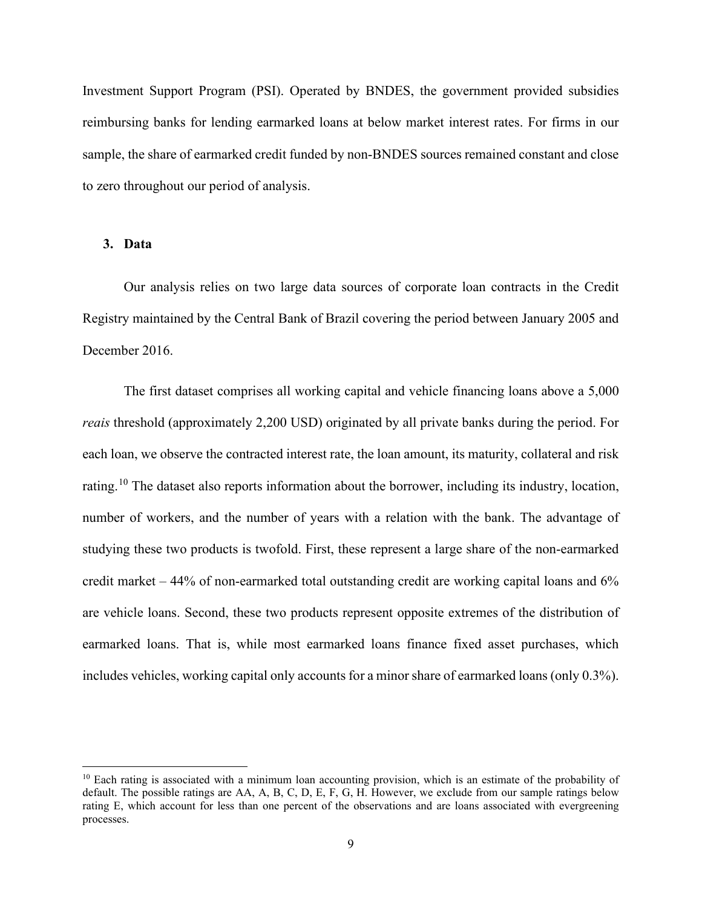Investment Support Program (PSI). Operated by BNDES, the government provided subsidies reimbursing banks for lending earmarked loans at below market interest rates. For firms in our sample, the share of earmarked credit funded by non-BNDES sources remained constant and close to zero throughout our period of analysis.

## 3. Data

Our analysis relies on two large data sources of corporate loan contracts in the Credit Registry maintained by the Central Bank of Brazil covering the period between January 2005 and December 2016.

The first dataset comprises all working capital and vehicle financing loans above a 5,000 *reais* threshold (approximately 2,200 USD) originated by all private banks during the period. For each loan, we observe the contracted interest rate, the loan amount, its maturity, collateral and risk rating.[10] The dataset also reports information about the borrower, including its industry, location, number of workers, and the number of years with a relation with the bank. The advantage of studying these two products is twofold. First, these represent a large share of the non-earmarked credit market – 44% of non-earmarked total outstanding credit are working capital loans and 6% are vehicle loans. Second, these two products represent opposite extremes of the distribution of earmarked loans. That is, while most earmarked loans finance fixed asset purchases, which includes vehicles, working capital only accounts for a minor share of earmarked loans (only 0.3%).

---

[10] Each rating is associated with a minimum loan accounting provision, which is an estimate of the probability of default. The possible ratings are AA, A, B, C, D, E, F, G, H. However, we exclude from our sample ratings below rating E, which account for less than one percent of the observations and are loans associated with evergreening processes.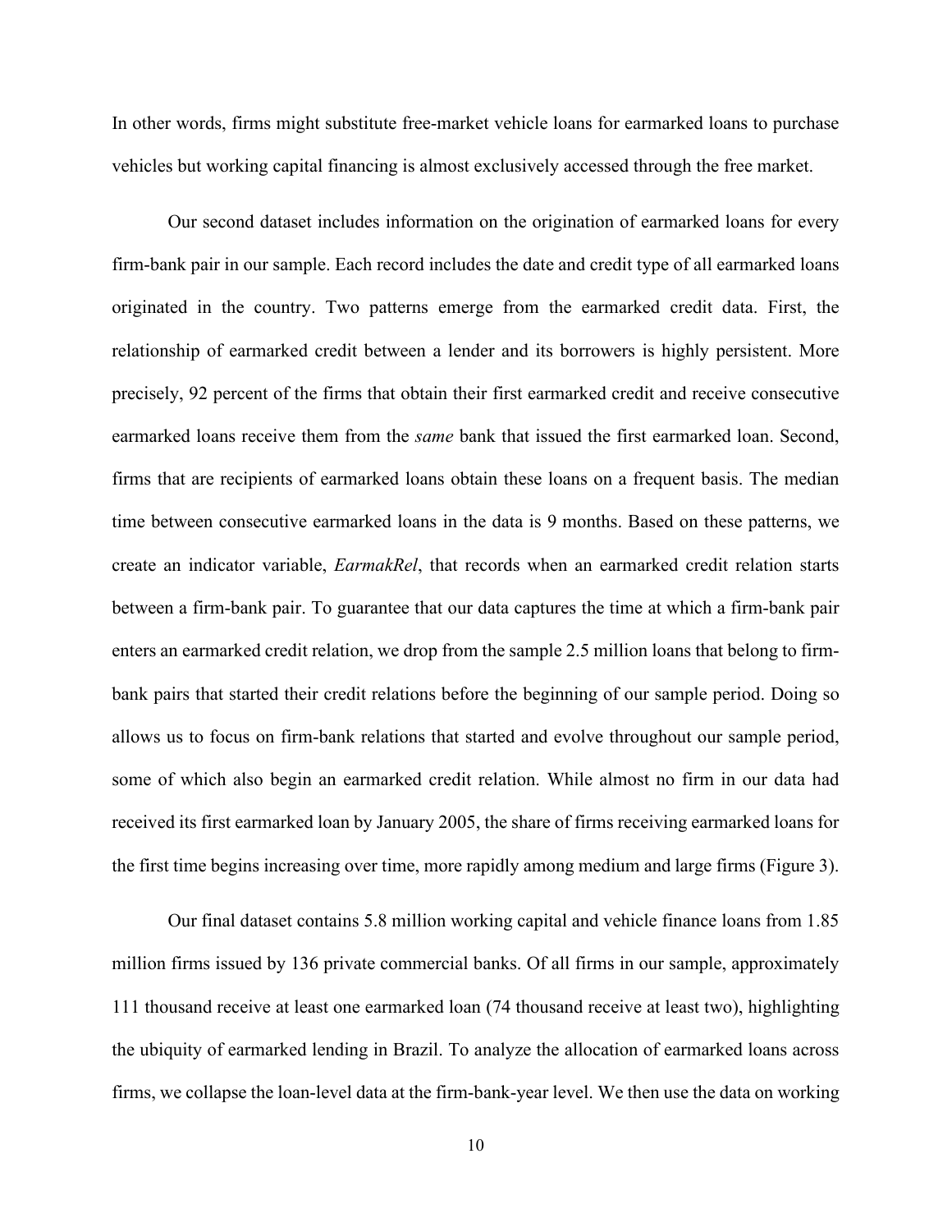In other words, firms might substitute free-market vehicle loans for earmarked loans to purchase vehicles but working capital financing is almost exclusively accessed through the free market.

Our second dataset includes information on the origination of earmarked loans for every firm-bank pair in our sample. Each record includes the date and credit type of all earmarked loans originated in the country. Two patterns emerge from the earmarked credit data. First, the relationship of earmarked credit between a lender and its borrowers is highly persistent. More precisely, 92 percent of the firms that obtain their first earmarked credit and receive consecutive earmarked loans receive them from the *same* bank that issued the first earmarked loan. Second, firms that are recipients of earmarked loans obtain these loans on a frequent basis. The median time between consecutive earmarked loans in the data is 9 months. Based on these patterns, we create an indicator variable, *EarmakRel*, that records when an earmarked credit relation starts between a firm-bank pair. To guarantee that our data captures the time at which a firm-bank pair enters an earmarked credit relation, we drop from the sample 2.5 million loans that belong to firm-bank pairs that started their credit relations before the beginning of our sample period. Doing so allows us to focus on firm-bank relations that started and evolve throughout our sample period, some of which also begin an earmarked credit relation. While almost no firm in our data had received its first earmarked loan by January 2005, the share of firms receiving earmarked loans for the first time begins increasing over time, more rapidly among medium and large firms (Figure 3).

Our final dataset contains 5.8 million working capital and vehicle finance loans from 1.85 million firms issued by 136 private commercial banks. Of all firms in our sample, approximately 111 thousand receive at least one earmarked loan (74 thousand receive at least two), highlighting the ubiquity of earmarked lending in Brazil. To analyze the allocation of earmarked loans across firms, we collapse the loan-level data at the firm-bank-year level. We then use the data on working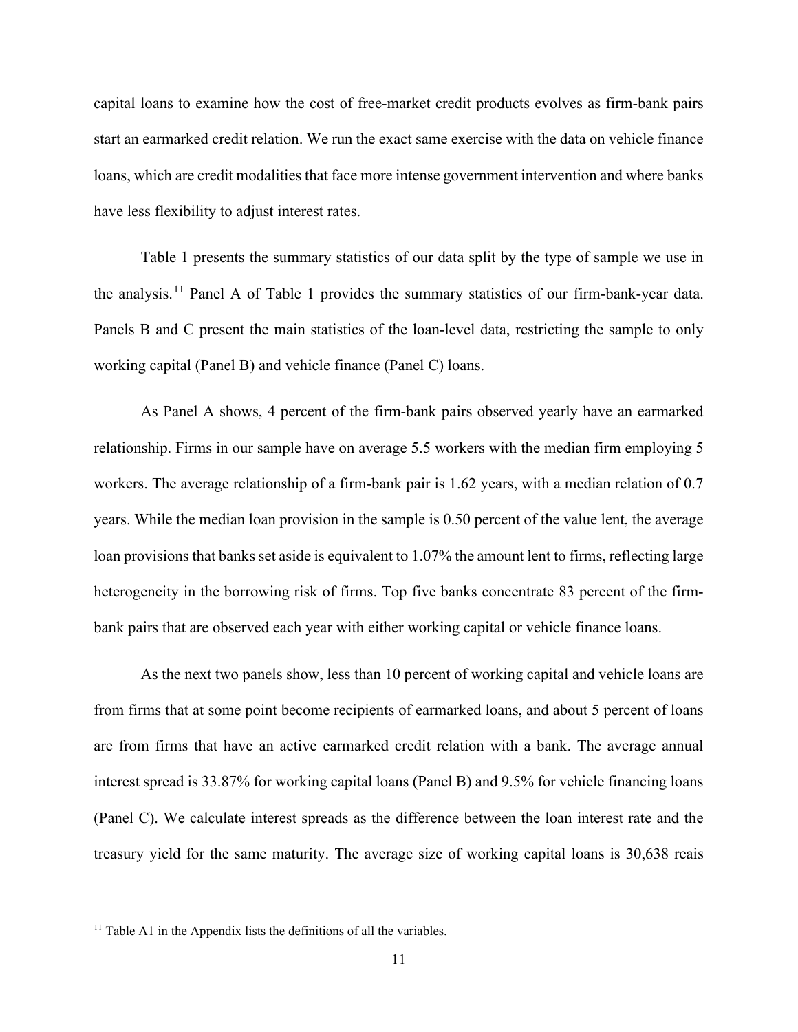capital loans to examine how the cost of free-market credit products evolves as firm-bank pairs start an earmarked credit relation. We run the exact same exercise with the data on vehicle finance loans, which are credit modalities that face more intense government intervention and where banks have less flexibility to adjust interest rates.

Table 1 presents the summary statistics of our data split by the type of sample we use in the analysis.[11] Panel A of Table 1 provides the summary statistics of our firm-bank-year data. Panels B and C present the main statistics of the loan-level data, restricting the sample to only working capital (Panel B) and vehicle finance (Panel C) loans.

As Panel A shows, 4 percent of the firm-bank pairs observed yearly have an earmarked relationship. Firms in our sample have on average 5.5 workers with the median firm employing 5 workers. The average relationship of a firm-bank pair is 1.62 years, with a median relation of 0.7 years. While the median loan provision in the sample is 0.50 percent of the value lent, the average loan provisions that banks set aside is equivalent to 1.07% the amount lent to firms, reflecting large heterogeneity in the borrowing risk of firms. Top five banks concentrate 83 percent of the firm-bank pairs that are observed each year with either working capital or vehicle finance loans.

As the next two panels show, less than 10 percent of working capital and vehicle loans are from firms that at some point become recipients of earmarked loans, and about 5 percent of loans are from firms that have an active earmarked credit relation with a bank. The average annual interest spread is 33.87% for working capital loans (Panel B) and 9.5% for vehicle financing loans (Panel C). We calculate interest spreads as the difference between the loan interest rate and the treasury yield for the same maturity. The average size of working capital loans is 30,638 reais

[11] Table A1 in the Appendix lists the definitions of all the variables.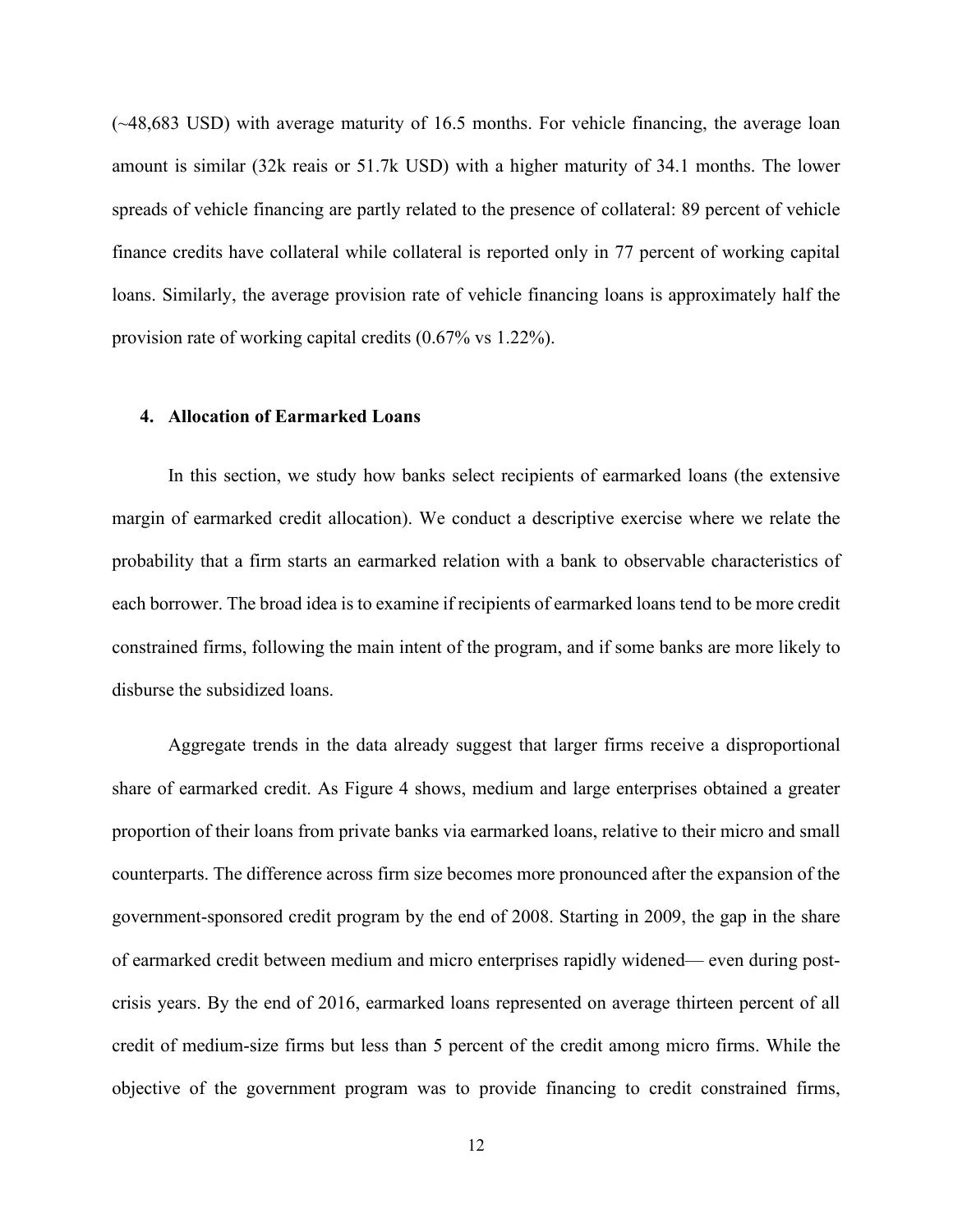(~48,683 USD) with average maturity of 16.5 months. For vehicle financing, the average loan amount is similar (32k reais or 51.7k USD) with a higher maturity of 34.1 months. The lower spreads of vehicle financing are partly related to the presence of collateral: 89 percent of vehicle finance credits have collateral while collateral is reported only in 77 percent of working capital loans. Similarly, the average provision rate of vehicle financing loans is approximately half the provision rate of working capital credits (0.67% vs 1.22%).

## 4. Allocation of Earmarked Loans

In this section, we study how banks select recipients of earmarked loans (the extensive margin of earmarked credit allocation). We conduct a descriptive exercise where we relate the probability that a firm starts an earmarked relation with a bank to observable characteristics of each borrower. The broad idea is to examine if recipients of earmarked loans tend to be more credit constrained firms, following the main intent of the program, and if some banks are more likely to disburse the subsidized loans.

Aggregate trends in the data already suggest that larger firms receive a disproportional share of earmarked credit. As Figure 4 shows, medium and large enterprises obtained a greater proportion of their loans from private banks via earmarked loans, relative to their micro and small counterparts. The difference across firm size becomes more pronounced after the expansion of the government-sponsored credit program by the end of 2008. Starting in 2009, the gap in the share of earmarked credit between medium and micro enterprises rapidly widened— even during post-crisis years. By the end of 2016, earmarked loans represented on average thirteen percent of all credit of medium-size firms but less than 5 percent of the credit among micro firms. While the objective of the government program was to provide financing to credit constrained firms,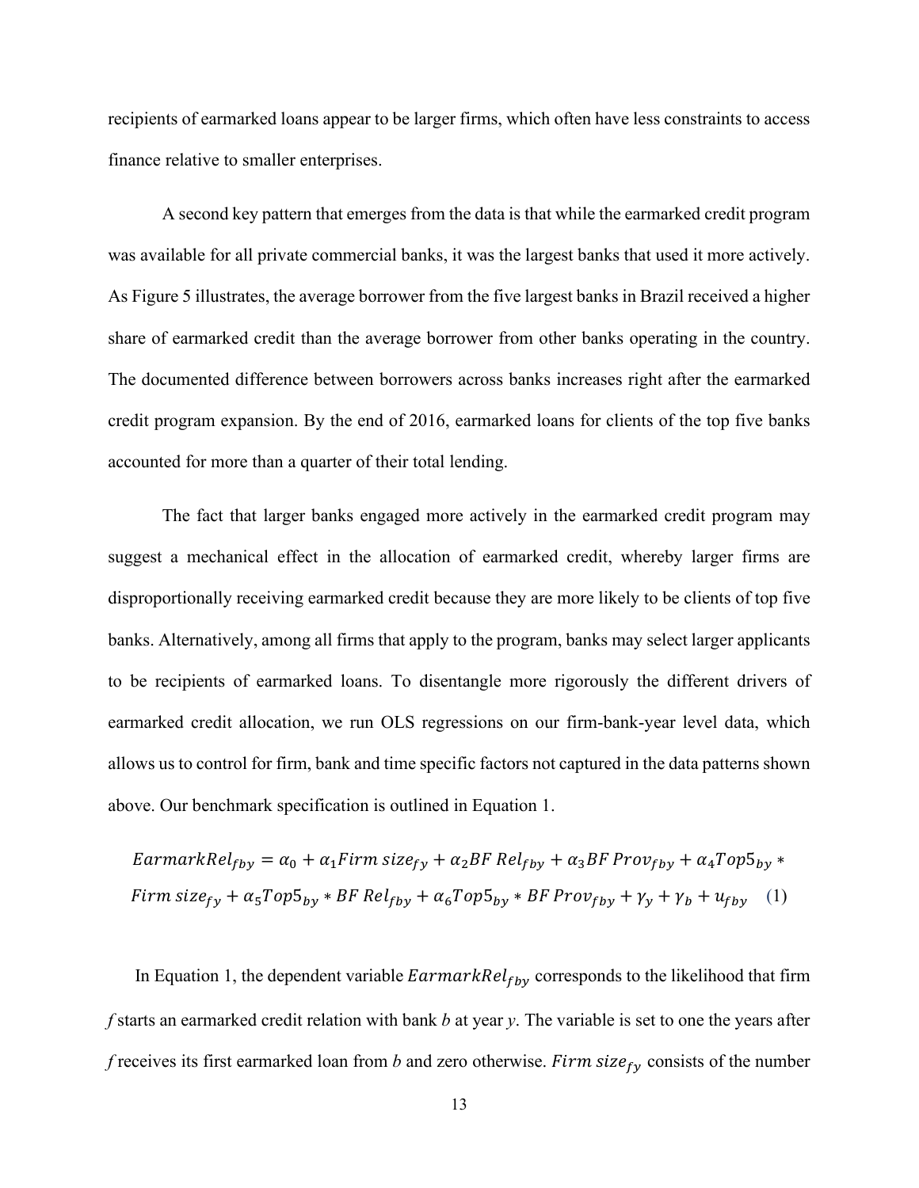recipients of earmarked loans appear to be larger firms, which often have less constraints to access finance relative to smaller enterprises.

A second key pattern that emerges from the data is that while the earmarked credit program was available for all private commercial banks, it was the largest banks that used it more actively. As Figure 5 illustrates, the average borrower from the five largest banks in Brazil received a higher share of earmarked credit than the average borrower from other banks operating in the country. The documented difference between borrowers across banks increases right after the earmarked credit program expansion. By the end of 2016, earmarked loans for clients of the top five banks accounted for more than a quarter of their total lending.

The fact that larger banks engaged more actively in the earmarked credit program may suggest a mechanical effect in the allocation of earmarked credit, whereby larger firms are disproportionally receiving earmarked credit because they are more likely to be clients of top five banks. Alternatively, among all firms that apply to the program, banks may select larger applicants to be recipients of earmarked loans. To disentangle more rigorously the different drivers of earmarked credit allocation, we run OLS regressions on our firm-bank-year level data, which allows us to control for firm, bank and time specific factors not captured in the data patterns shown above. Our benchmark specification is outlined in Equation 1.

$$EarmarkRel_{fby} = \alpha_0 + \alpha_1 Firm\ size_{fy} + \alpha_2 BF\ Rel_{fby} + \alpha_3 BF\ Prov_{fby} + \alpha_4 Top5_{by} * Firm\ size_{fy} + \alpha_5 Top5_{by} * BF\ Rel_{fby} + \alpha_6 Top5_{by} * BF\ Prov_{fby} + \gamma_y + \gamma_b + u_{fby} \quad (1)$$

In Equation 1, the dependent variable $EarmarkRel_{fby}$ corresponds to the likelihood that firm *f* starts an earmarked credit relation with bank *b* at year *y*. The variable is set to one the years after *f* receives its first earmarked loan from *b* and zero otherwise. $Firm\ size_{fy}$ consists of the number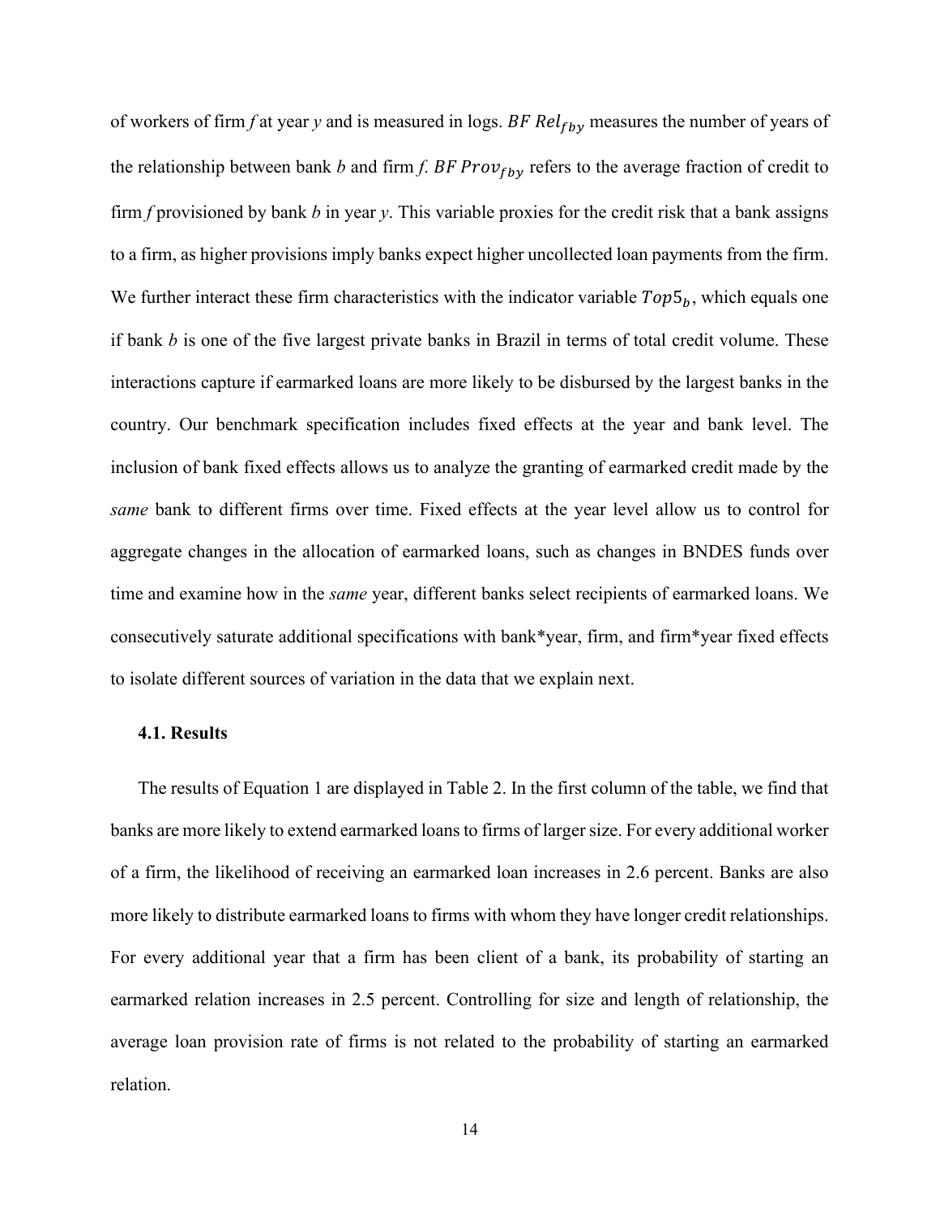of workers of firm *f* at year *y* and is measured in logs. $BF\ Rel_{fby}$ measures the number of years of the relationship between bank *b* and firm *f*. $BF\ Prov_{fby}$ refers to the average fraction of credit to firm *f* provisioned by bank *b* in year *y*. This variable proxies for the credit risk that a bank assigns to a firm, as higher provisions imply banks expect higher uncollected loan payments from the firm. We further interact these firm characteristics with the indicator variable $Top5_b$, which equals one if bank *b* is one of the five largest private banks in Brazil in terms of total credit volume. These interactions capture if earmarked loans are more likely to be disbursed by the largest banks in the country. Our benchmark specification includes fixed effects at the year and bank level. The inclusion of bank fixed effects allows us to analyze the granting of earmarked credit made by the *same* bank to different firms over time. Fixed effects at the year level allow us to control for aggregate changes in the allocation of earmarked loans, such as changes in BNDES funds over time and examine how in the *same* year, different banks select recipients of earmarked loans. We consecutively saturate additional specifications with bank*year, firm, and firm*year fixed effects to isolate different sources of variation in the data that we explain next.

### 4.1. Results

The results of Equation 1 are displayed in Table 2. In the first column of the table, we find that banks are more likely to extend earmarked loans to firms of larger size. For every additional worker of a firm, the likelihood of receiving an earmarked loan increases in 2.6 percent. Banks are also more likely to distribute earmarked loans to firms with whom they have longer credit relationships. For every additional year that a firm has been client of a bank, its probability of starting an earmarked relation increases in 2.5 percent. Controlling for size and length of relationship, the average loan provision rate of firms is not related to the probability of starting an earmarked relation.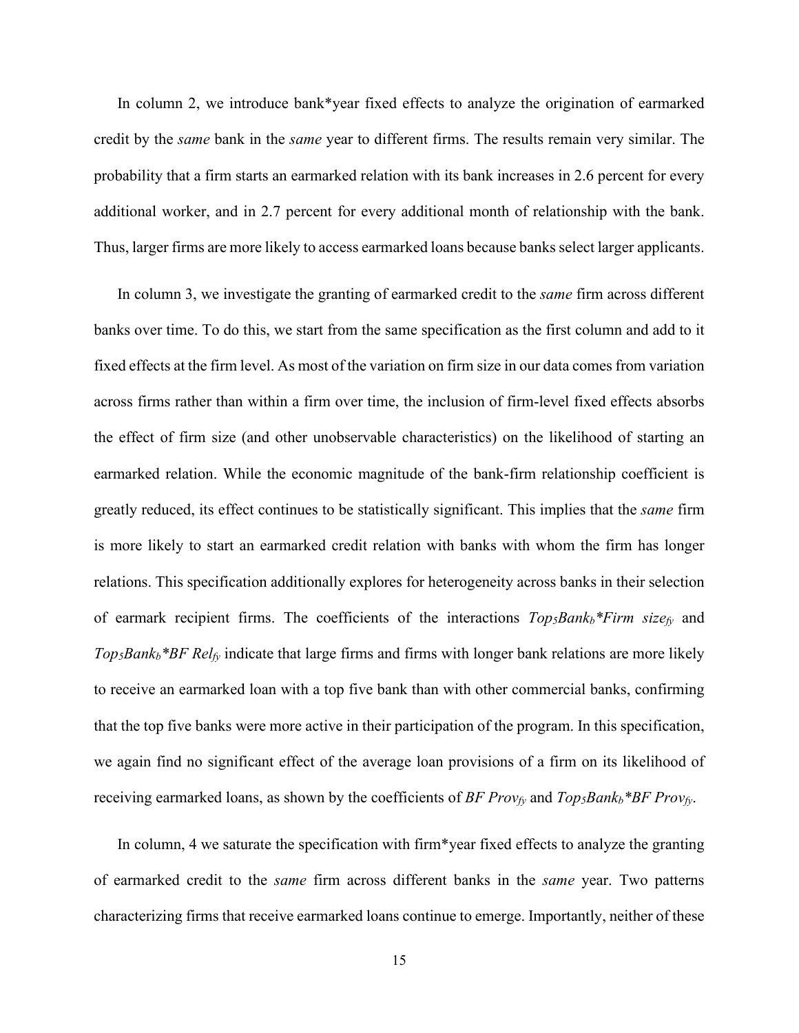In column 2, we introduce bank*year fixed effects to analyze the origination of earmarked credit by the *same* bank in the *same* year to different firms. The results remain very similar. The probability that a firm starts an earmarked relation with its bank increases in 2.6 percent for every additional worker, and in 2.7 percent for every additional month of relationship with the bank. Thus, larger firms are more likely to access earmarked loans because banks select larger applicants.

In column 3, we investigate the granting of earmarked credit to the *same* firm across different banks over time. To do this, we start from the same specification as the first column and add to it fixed effects at the firm level. As most of the variation on firm size in our data comes from variation across firms rather than within a firm over time, the inclusion of firm-level fixed effects absorbs the effect of firm size (and other unobservable characteristics) on the likelihood of starting an earmarked relation. While the economic magnitude of the bank-firm relationship coefficient is greatly reduced, its effect continues to be statistically significant. This implies that the *same* firm is more likely to start an earmarked credit relation with banks with whom the firm has longer relations. This specification additionally explores for heterogeneity across banks in their selection of earmark recipient firms. The coefficients of the interactions $Top_5Bank_b$*$Firm\ size_{fy}$ and $Top_5Bank_b$*$BF\ Rel_{fy}$ indicate that large firms and firms with longer bank relations are more likely to receive an earmarked loan with a top five bank than with other commercial banks, confirming that the top five banks were more active in their participation of the program. In this specification, we again find no significant effect of the average loan provisions of a firm on its likelihood of receiving earmarked loans, as shown by the coefficients of $BF\ Prov_{fy}$ and $Top_5Bank_b$*$BF\ Prov_{fy}$.

In column, 4 we saturate the specification with firm*year fixed effects to analyze the granting of earmarked credit to the *same* firm across different banks in the *same* year. Two patterns characterizing firms that receive earmarked loans continue to emerge. Importantly, neither of these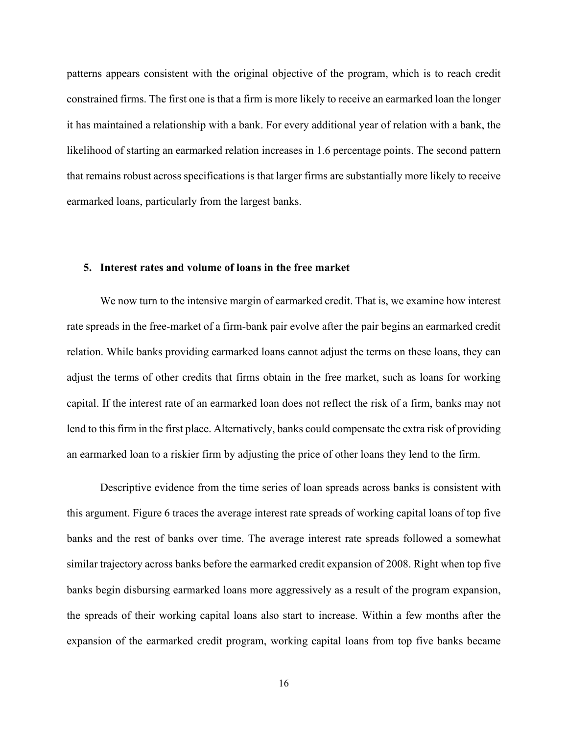patterns appears consistent with the original objective of the program, which is to reach credit constrained firms. The first one is that a firm is more likely to receive an earmarked loan the longer it has maintained a relationship with a bank. For every additional year of relation with a bank, the likelihood of starting an earmarked relation increases in 1.6 percentage points. The second pattern that remains robust across specifications is that larger firms are substantially more likely to receive earmarked loans, particularly from the largest banks.

## 5. Interest rates and volume of loans in the free market

We now turn to the intensive margin of earmarked credit. That is, we examine how interest rate spreads in the free-market of a firm-bank pair evolve after the pair begins an earmarked credit relation. While banks providing earmarked loans cannot adjust the terms on these loans, they can adjust the terms of other credits that firms obtain in the free market, such as loans for working capital. If the interest rate of an earmarked loan does not reflect the risk of a firm, banks may not lend to this firm in the first place. Alternatively, banks could compensate the extra risk of providing an earmarked loan to a riskier firm by adjusting the price of other loans they lend to the firm.

Descriptive evidence from the time series of loan spreads across banks is consistent with this argument. Figure 6 traces the average interest rate spreads of working capital loans of top five banks and the rest of banks over time. The average interest rate spreads followed a somewhat similar trajectory across banks before the earmarked credit expansion of 2008. Right when top five banks begin disbursing earmarked loans more aggressively as a result of the program expansion, the spreads of their working capital loans also start to increase. Within a few months after the expansion of the earmarked credit program, working capital loans from top five banks became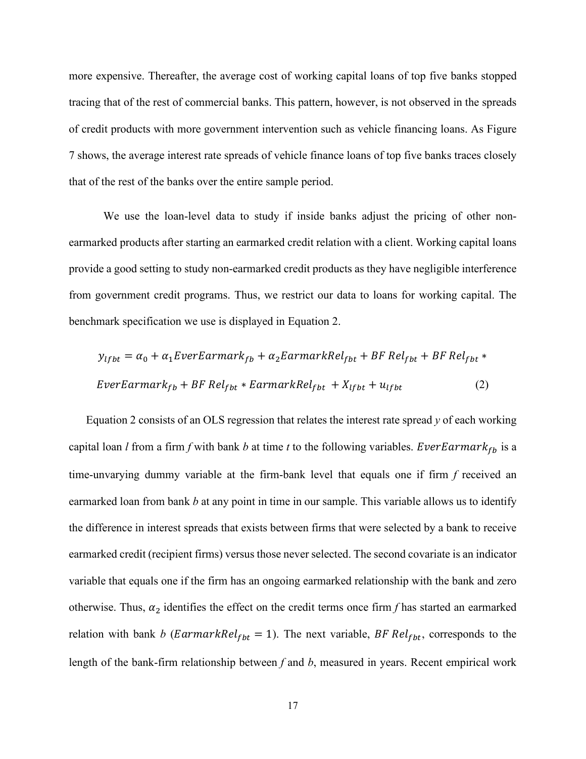more expensive. Thereafter, the average cost of working capital loans of top five banks stopped tracing that of the rest of commercial banks. This pattern, however, is not observed in the spreads of credit products with more government intervention such as vehicle financing loans. As Figure 7 shows, the average interest rate spreads of vehicle finance loans of top five banks traces closely that of the rest of the banks over the entire sample period.

We use the loan-level data to study if inside banks adjust the pricing of other non-earmarked products after starting an earmarked credit relation with a client. Working capital loans provide a good setting to study non-earmarked credit products as they have negligible interference from government credit programs. Thus, we restrict our data to loans for working capital. The benchmark specification we use is displayed in Equation 2.

$$y_{lfbt} = \alpha_0 + \alpha_1 EverEarmark_{fb} + \alpha_2 EarmarkRel_{fbt} + BF\ Rel_{fbt} + BF\ Rel_{fbt} * EverEarmark_{fb} + BF\ Rel_{fbt} * EarmarkRel_{fbt} + X_{lfbt} + u_{lfbt} \quad (2)$$

Equation 2 consists of an OLS regression that relates the interest rate spread *y* of each working capital loan *l* from a firm *f* with bank *b* at time *t* to the following variables. $EverEarmark_{fb}$ is a time-unvarying dummy variable at the firm-bank level that equals one if firm *f* received an earmarked loan from bank *b* at any point in time in our sample. This variable allows us to identify the difference in interest spreads that exists between firms that were selected by a bank to receive earmarked credit (recipient firms) versus those never selected. The second covariate is an indicator variable that equals one if the firm has an ongoing earmarked relationship with the bank and zero otherwise. Thus, $\alpha_2$ identifies the effect on the credit terms once firm *f* has started an earmarked relation with bank *b* ($EarmarkRel_{fbt} = 1$). The next variable, $BF\ Rel_{fbt}$, corresponds to the length of the bank-firm relationship between *f* and *b*, measured in years. Recent empirical work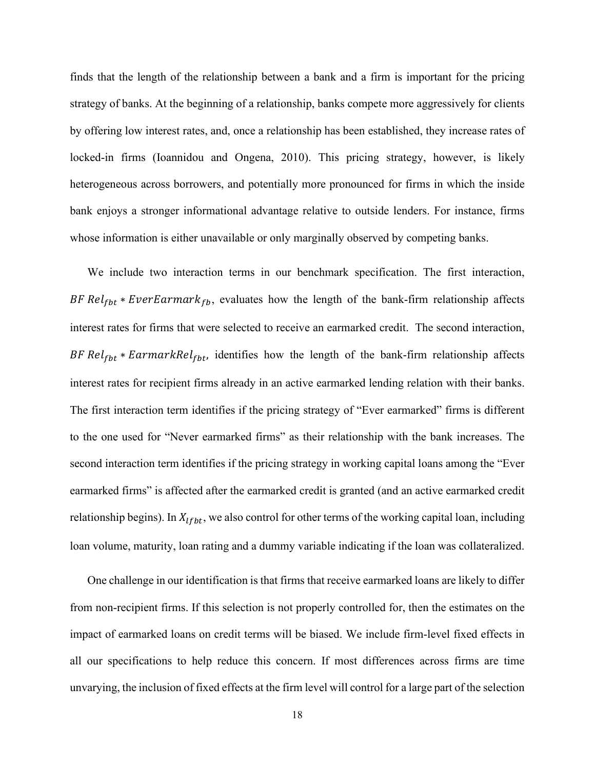finds that the length of the relationship between a bank and a firm is important for the pricing strategy of banks. At the beginning of a relationship, banks compete more aggressively for clients by offering low interest rates, and, once a relationship has been established, they increase rates of locked-in firms (Ioannidou and Ongena, 2010). This pricing strategy, however, is likely heterogeneous across borrowers, and potentially more pronounced for firms in which the inside bank enjoys a stronger informational advantage relative to outside lenders. For instance, firms whose information is either unavailable or only marginally observed by competing banks.

We include two interaction terms in our benchmark specification. The first interaction, $BF\ Rel_{fbt} * EverEarmark_{fb}$, evaluates how the length of the bank-firm relationship affects interest rates for firms that were selected to receive an earmarked credit. The second interaction, $BF\ Rel_{fbt} * EarmarkRel_{fbt}$, identifies how the length of the bank-firm relationship affects interest rates for recipient firms already in an active earmarked lending relation with their banks. The first interaction term identifies if the pricing strategy of "Ever earmarked" firms is different to the one used for "Never earmarked firms" as their relationship with the bank increases. The second interaction term identifies if the pricing strategy in working capital loans among the "Ever earmarked firms" is affected after the earmarked credit is granted (and an active earmarked credit relationship begins). In $X_{lfbt}$, we also control for other terms of the working capital loan, including loan volume, maturity, loan rating and a dummy variable indicating if the loan was collateralized.

One challenge in our identification is that firms that receive earmarked loans are likely to differ from non-recipient firms. If this selection is not properly controlled for, then the estimates on the impact of earmarked loans on credit terms will be biased. We include firm-level fixed effects in all our specifications to help reduce this concern. If most differences across firms are time unvarying, the inclusion of fixed effects at the firm level will control for a large part of the selection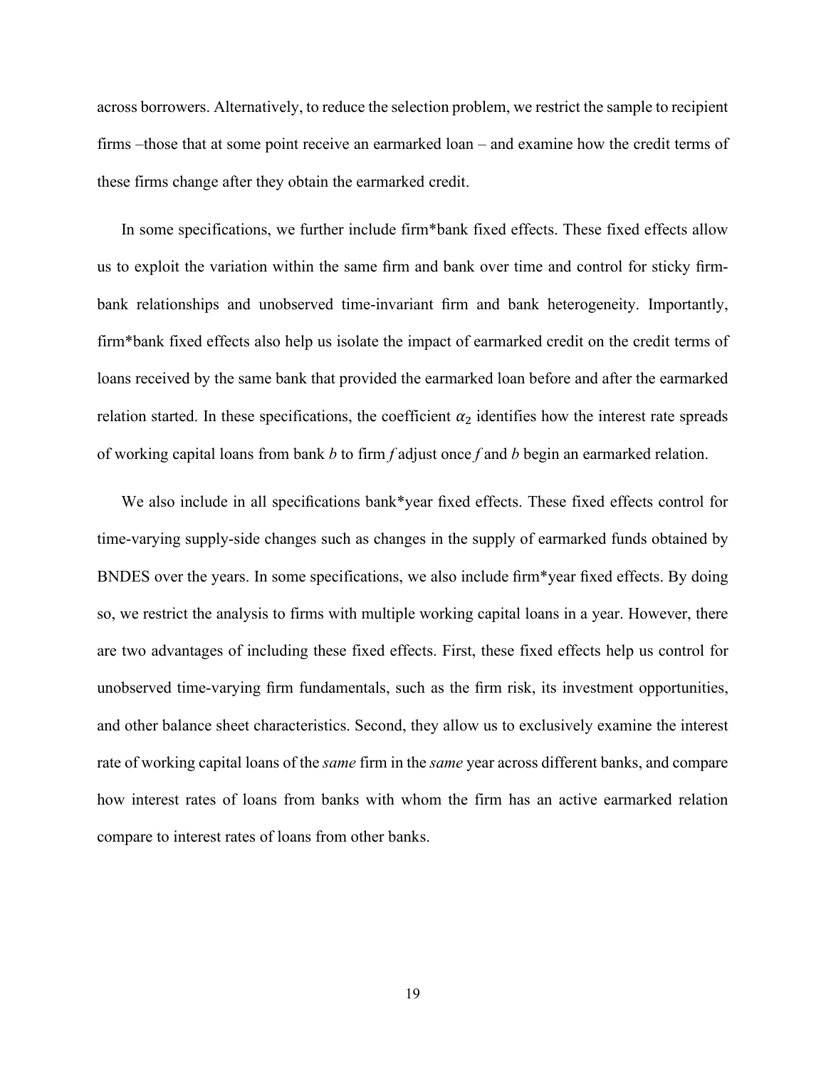across borrowers. Alternatively, to reduce the selection problem, we restrict the sample to recipient firms –those that at some point receive an earmarked loan – and examine how the credit terms of these firms change after they obtain the earmarked credit.

In some specifications, we further include firm*bank fixed effects. These fixed effects allow us to exploit the variation within the same firm and bank over time and control for sticky firm-bank relationships and unobserved time-invariant firm and bank heterogeneity. Importantly, firm*bank fixed effects also help us isolate the impact of earmarked credit on the credit terms of loans received by the same bank that provided the earmarked loan before and after the earmarked relation started. In these specifications, the coefficient $\alpha_2$ identifies how the interest rate spreads of working capital loans from bank *b* to firm *f* adjust once *f* and *b* begin an earmarked relation.

We also include in all specifications bank*year fixed effects. These fixed effects control for time-varying supply-side changes such as changes in the supply of earmarked funds obtained by BNDES over the years. In some specifications, we also include firm*year fixed effects. By doing so, we restrict the analysis to firms with multiple working capital loans in a year. However, there are two advantages of including these fixed effects. First, these fixed effects help us control for unobserved time-varying firm fundamentals, such as the firm risk, its investment opportunities, and other balance sheet characteristics. Second, they allow us to exclusively examine the interest rate of working capital loans of the *same* firm in the *same* year across different banks, and compare how interest rates of loans from banks with whom the firm has an active earmarked relation compare to interest rates of loans from other banks.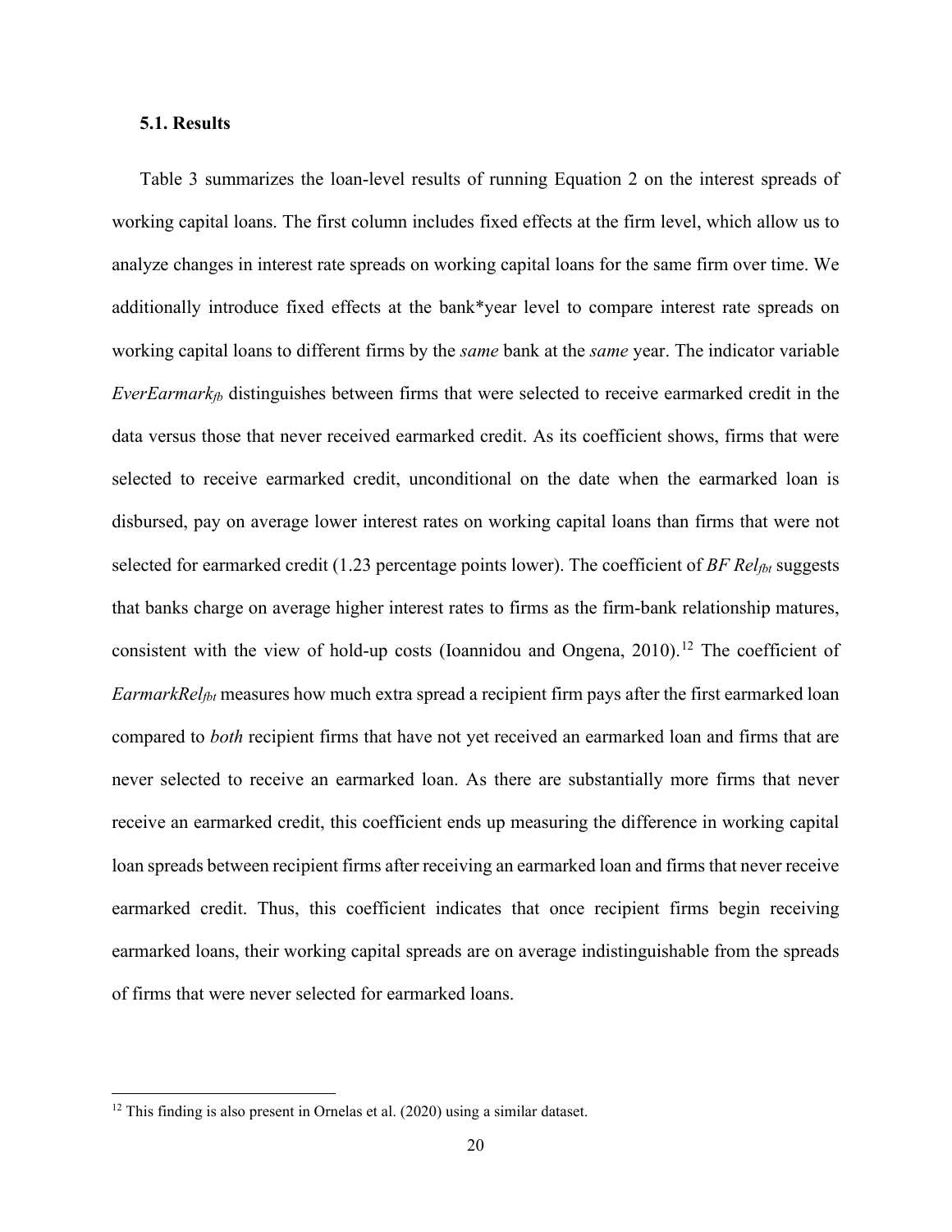### 5.1. Results

Table 3 summarizes the loan-level results of running Equation 2 on the interest spreads of working capital loans. The first column includes fixed effects at the firm level, which allow us to analyze changes in interest rate spreads on working capital loans for the same firm over time. We additionally introduce fixed effects at the bank*year level to compare interest rate spreads on working capital loans to different firms by the *same* bank at the *same* year. The indicator variable $EverEarmark_{fb}$ distinguishes between firms that were selected to receive earmarked credit in the data versus those that never received earmarked credit. As its coefficient shows, firms that were selected to receive earmarked credit, unconditional on the date when the earmarked loan is disbursed, pay on average lower interest rates on working capital loans than firms that were not selected for earmarked credit (1.23 percentage points lower). The coefficient of $BF\ Rel_{fbt}$ suggests that banks charge on average higher interest rates to firms as the firm-bank relationship matures, consistent with the view of hold-up costs (Ioannidou and Ongena, 2010).[12] The coefficient of $EarmarkRel_{fbt}$ measures how much extra spread a recipient firm pays after the first earmarked loan compared to *both* recipient firms that have not yet received an earmarked loan and firms that are never selected to receive an earmarked loan. As there are substantially more firms that never receive an earmarked credit, this coefficient ends up measuring the difference in working capital loan spreads between recipient firms after receiving an earmarked loan and firms that never receive earmarked credit. Thus, this coefficient indicates that once recipient firms begin receiving earmarked loans, their working capital spreads are on average indistinguishable from the spreads of firms that were never selected for earmarked loans.

[12] This finding is also present in Ornelas et al. (2020) using a similar dataset.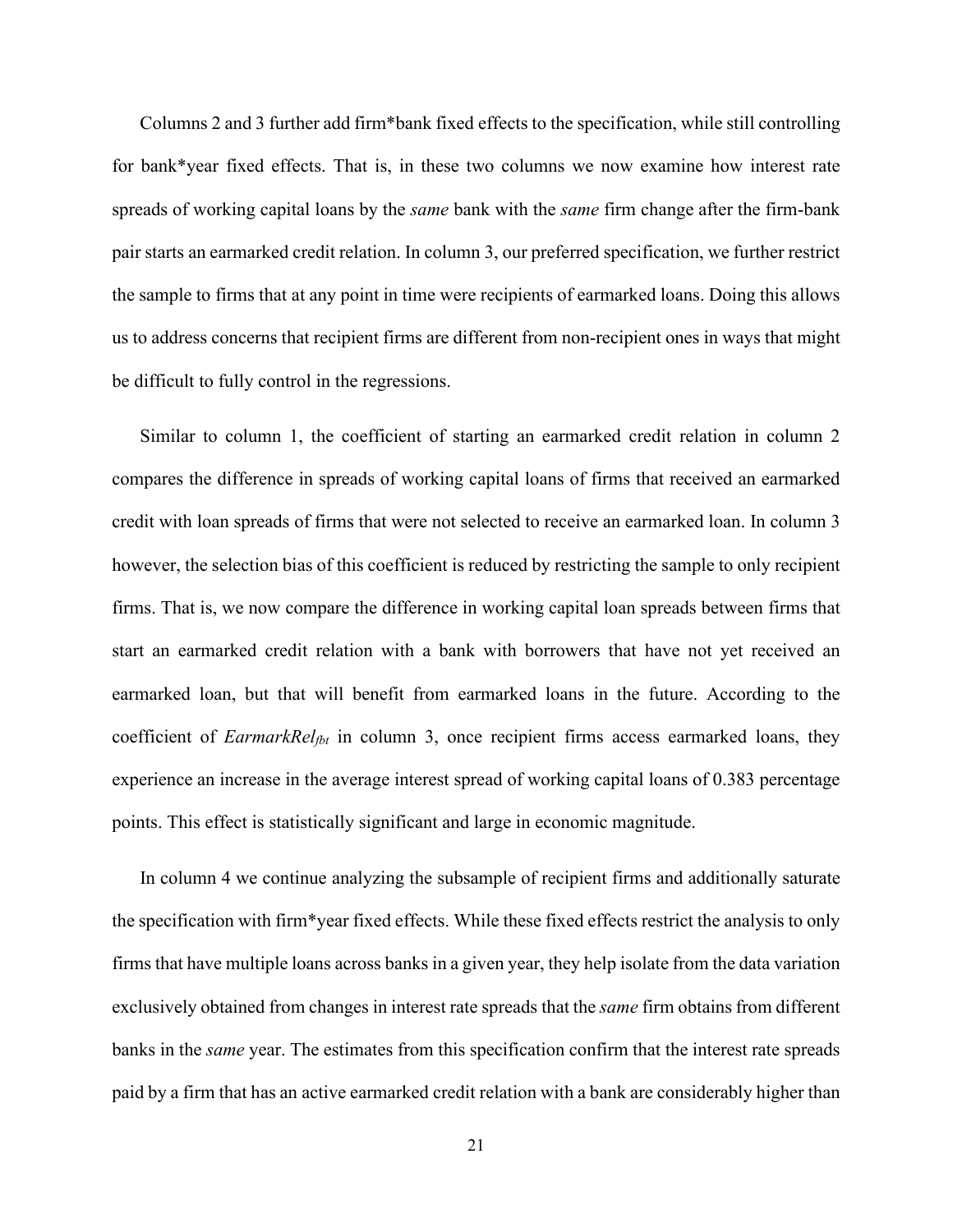Columns 2 and 3 further add firm*bank fixed effects to the specification, while still controlling for bank*year fixed effects. That is, in these two columns we now examine how interest rate spreads of working capital loans by the *same* bank with the *same* firm change after the firm-bank pair starts an earmarked credit relation. In column 3, our preferred specification, we further restrict the sample to firms that at any point in time were recipients of earmarked loans. Doing this allows us to address concerns that recipient firms are different from non-recipient ones in ways that might be difficult to fully control in the regressions.

Similar to column 1, the coefficient of starting an earmarked credit relation in column 2 compares the difference in spreads of working capital loans of firms that received an earmarked credit with loan spreads of firms that were not selected to receive an earmarked loan. In column 3 however, the selection bias of this coefficient is reduced by restricting the sample to only recipient firms. That is, we now compare the difference in working capital loan spreads between firms that start an earmarked credit relation with a bank with borrowers that have not yet received an earmarked loan, but that will benefit from earmarked loans in the future. According to the coefficient of $EarmarkRel_{fbt}$ in column 3, once recipient firms access earmarked loans, they experience an increase in the average interest spread of working capital loans of 0.383 percentage points. This effect is statistically significant and large in economic magnitude.

In column 4 we continue analyzing the subsample of recipient firms and additionally saturate the specification with firm*year fixed effects. While these fixed effects restrict the analysis to only firms that have multiple loans across banks in a given year, they help isolate from the data variation exclusively obtained from changes in interest rate spreads that the *same* firm obtains from different banks in the *same* year. The estimates from this specification confirm that the interest rate spreads paid by a firm that has an active earmarked credit relation with a bank are considerably higher than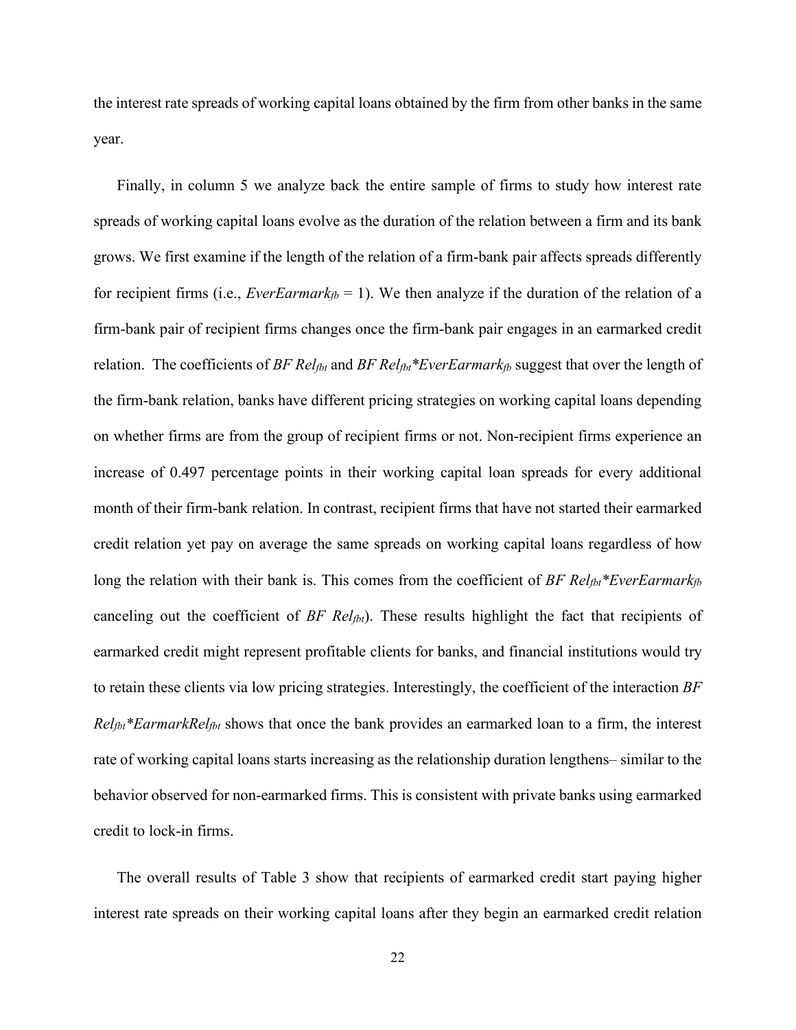the interest rate spreads of working capital loans obtained by the firm from other banks in the same year.

Finally, in column 5 we analyze back the entire sample of firms to study how interest rate spreads of working capital loans evolve as the duration of the relation between a firm and its bank grows. We first examine if the length of the relation of a firm-bank pair affects spreads differently for recipient firms (i.e., $EverEarmark_{fb} = 1$). We then analyze if the duration of the relation of a firm-bank pair of recipient firms changes once the firm-bank pair engages in an earmarked credit relation. The coefficients of $BF\ Rel_{fbt}$ and $BF\ Rel_{fbt}*EverEarmark_{fb}$ suggest that over the length of the firm-bank relation, banks have different pricing strategies on working capital loans depending on whether firms are from the group of recipient firms or not. Non-recipient firms experience an increase of 0.497 percentage points in their working capital loan spreads for every additional month of their firm-bank relation. In contrast, recipient firms that have not started their earmarked credit relation yet pay on average the same spreads on working capital loans regardless of how long the relation with their bank is. This comes from the coefficient of $BF\ Rel_{fbt}*EverEarmark_{fb}$ canceling out the coefficient of $BF\ Rel_{fbt}$). These results highlight the fact that recipients of earmarked credit might represent profitable clients for banks, and financial institutions would try to retain these clients via low pricing strategies. Interestingly, the coefficient of the interaction $BF\ Rel_{fbt}*EarmarkRel_{fbt}$ shows that once the bank provides an earmarked loan to a firm, the interest rate of working capital loans starts increasing as the relationship duration lengthens– similar to the behavior observed for non-earmarked firms. This is consistent with private banks using earmarked credit to lock-in firms.

The overall results of Table 3 show that recipients of earmarked credit start paying higher interest rate spreads on their working capital loans after they begin an earmarked credit relation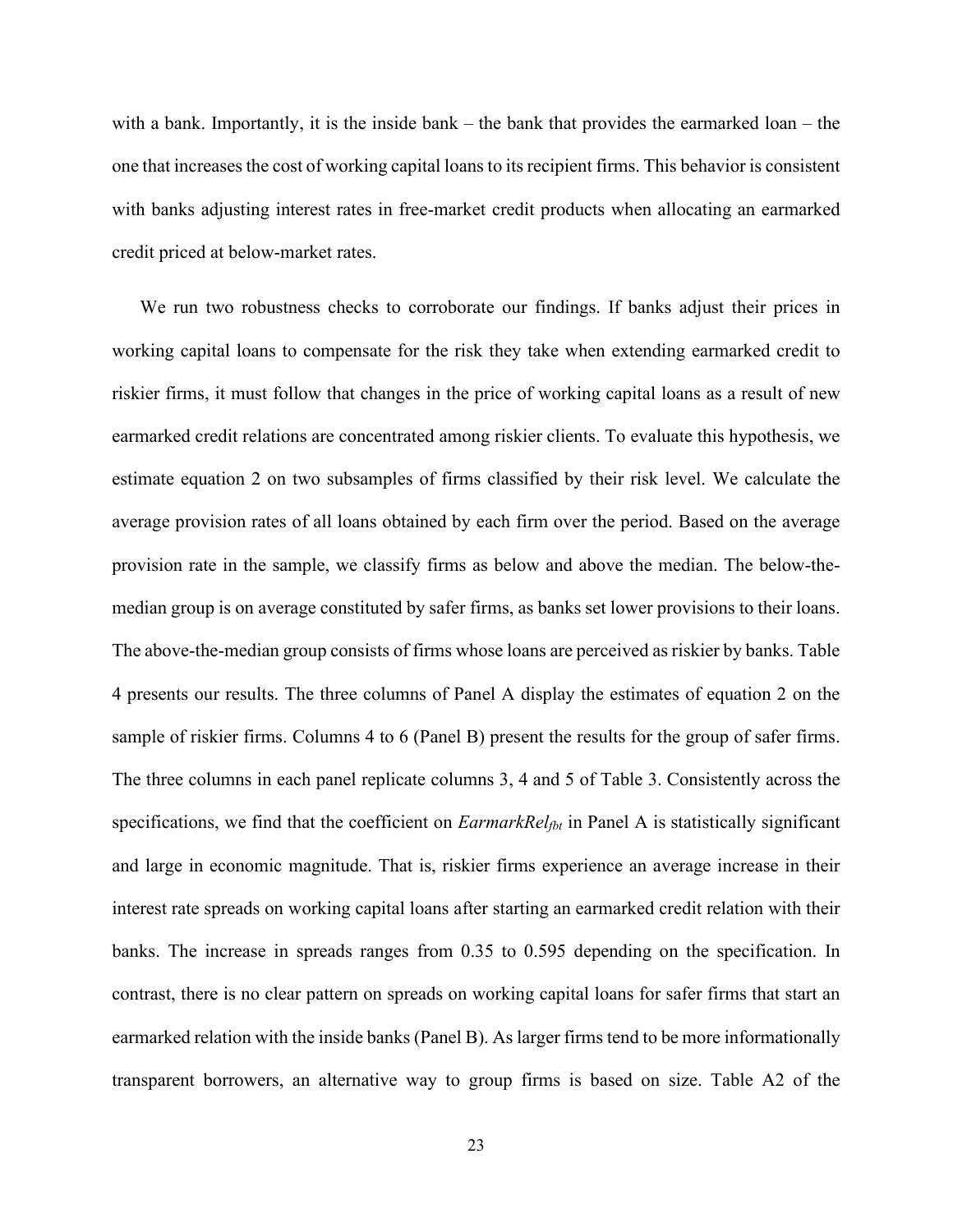with a bank. Importantly, it is the inside bank – the bank that provides the earmarked loan – the one that increases the cost of working capital loans to its recipient firms. This behavior is consistent with banks adjusting interest rates in free-market credit products when allocating an earmarked credit priced at below-market rates.

We run two robustness checks to corroborate our findings. If banks adjust their prices in working capital loans to compensate for the risk they take when extending earmarked credit to riskier firms, it must follow that changes in the price of working capital loans as a result of new earmarked credit relations are concentrated among riskier clients. To evaluate this hypothesis, we estimate equation 2 on two subsamples of firms classified by their risk level. We calculate the average provision rates of all loans obtained by each firm over the period. Based on the average provision rate in the sample, we classify firms as below and above the median. The below-the-median group is on average constituted by safer firms, as banks set lower provisions to their loans. The above-the-median group consists of firms whose loans are perceived as riskier by banks. Table 4 presents our results. The three columns of Panel A display the estimates of equation 2 on the sample of riskier firms. Columns 4 to 6 (Panel B) present the results for the group of safer firms. The three columns in each panel replicate columns 3, 4 and 5 of Table 3. Consistently across the specifications, we find that the coefficient on $EarmarkRel_{fbt}$ in Panel A is statistically significant and large in economic magnitude. That is, riskier firms experience an average increase in their interest rate spreads on working capital loans after starting an earmarked credit relation with their banks. The increase in spreads ranges from 0.35 to 0.595 depending on the specification. In contrast, there is no clear pattern on spreads on working capital loans for safer firms that start an earmarked relation with the inside banks (Panel B). As larger firms tend to be more informationally transparent borrowers, an alternative way to group firms is based on size. Table A2 of the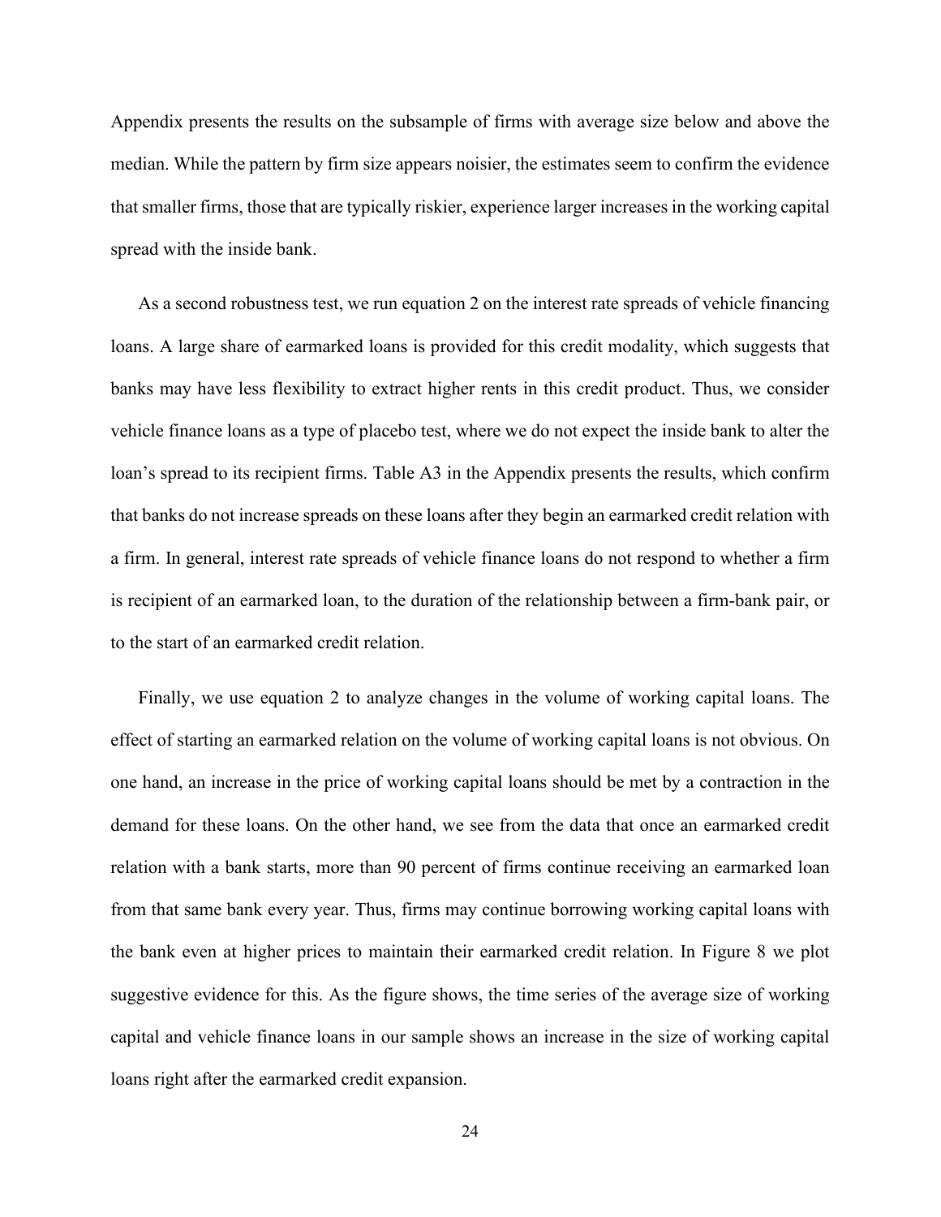Appendix presents the results on the subsample of firms with average size below and above the median. While the pattern by firm size appears noisier, the estimates seem to confirm the evidence that smaller firms, those that are typically riskier, experience larger increases in the working capital spread with the inside bank.

As a second robustness test, we run equation 2 on the interest rate spreads of vehicle financing loans. A large share of earmarked loans is provided for this credit modality, which suggests that banks may have less flexibility to extract higher rents in this credit product. Thus, we consider vehicle finance loans as a type of placebo test, where we do not expect the inside bank to alter the loan's spread to its recipient firms. Table A3 in the Appendix presents the results, which confirm that banks do not increase spreads on these loans after they begin an earmarked credit relation with a firm. In general, interest rate spreads of vehicle finance loans do not respond to whether a firm is recipient of an earmarked loan, to the duration of the relationship between a firm-bank pair, or to the start of an earmarked credit relation.

Finally, we use equation 2 to analyze changes in the volume of working capital loans. The effect of starting an earmarked relation on the volume of working capital loans is not obvious. On one hand, an increase in the price of working capital loans should be met by a contraction in the demand for these loans. On the other hand, we see from the data that once an earmarked credit relation with a bank starts, more than 90 percent of firms continue receiving an earmarked loan from that same bank every year. Thus, firms may continue borrowing working capital loans with the bank even at higher prices to maintain their earmarked credit relation. In Figure 8 we plot suggestive evidence for this. As the figure shows, the time series of the average size of working capital and vehicle finance loans in our sample shows an increase in the size of working capital loans right after the earmarked credit expansion.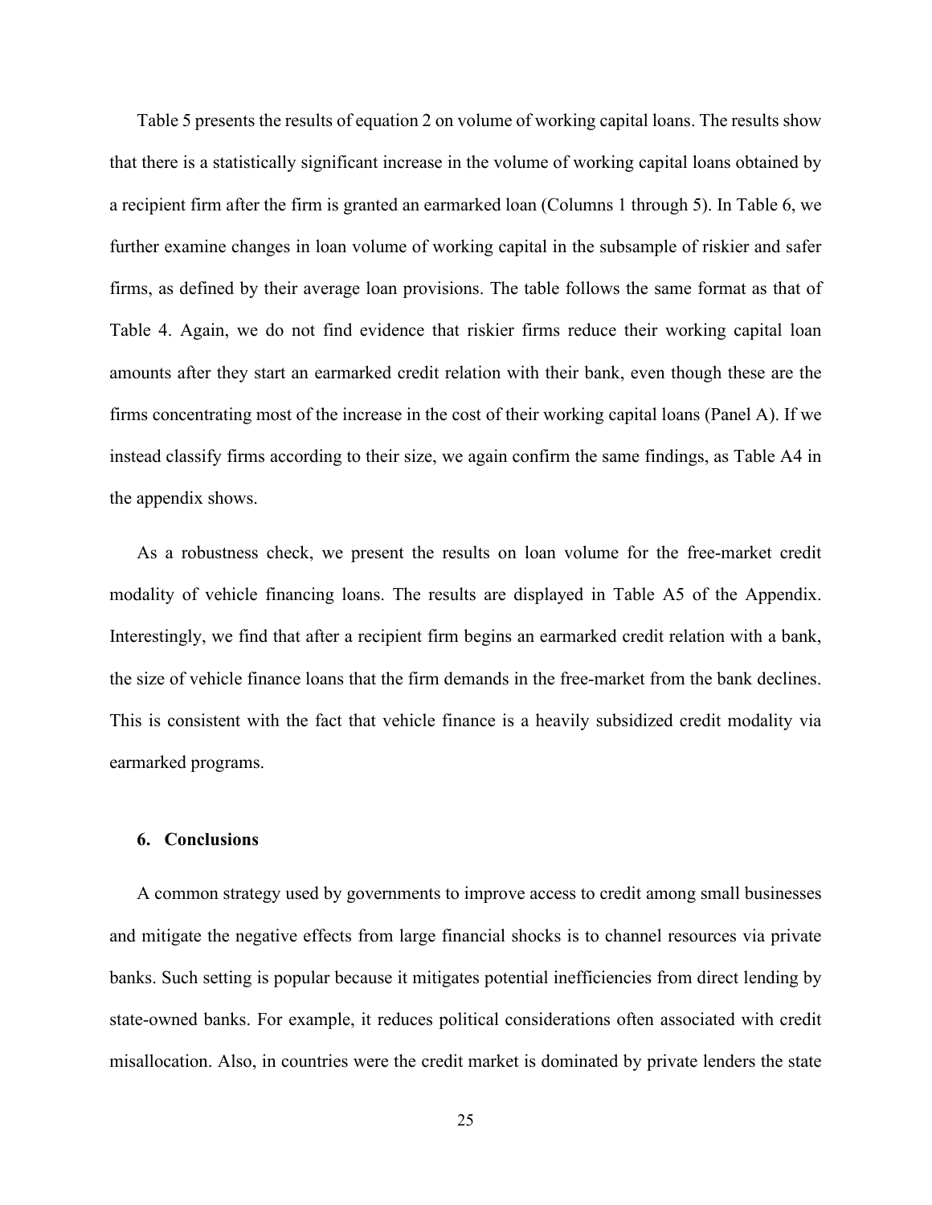Table 5 presents the results of equation 2 on volume of working capital loans. The results show that there is a statistically significant increase in the volume of working capital loans obtained by a recipient firm after the firm is granted an earmarked loan (Columns 1 through 5). In Table 6, we further examine changes in loan volume of working capital in the subsample of riskier and safer firms, as defined by their average loan provisions. The table follows the same format as that of Table 4. Again, we do not find evidence that riskier firms reduce their working capital loan amounts after they start an earmarked credit relation with their bank, even though these are the firms concentrating most of the increase in the cost of their working capital loans (Panel A). If we instead classify firms according to their size, we again confirm the same findings, as Table A4 in the appendix shows.

As a robustness check, we present the results on loan volume for the free-market credit modality of vehicle financing loans. The results are displayed in Table A5 of the Appendix. Interestingly, we find that after a recipient firm begins an earmarked credit relation with a bank, the size of vehicle finance loans that the firm demands in the free-market from the bank declines. This is consistent with the fact that vehicle finance is a heavily subsidized credit modality via earmarked programs.

### 6. Conclusions

A common strategy used by governments to improve access to credit among small businesses and mitigate the negative effects from large financial shocks is to channel resources via private banks. Such setting is popular because it mitigates potential inefficiencies from direct lending by state-owned banks. For example, it reduces political considerations often associated with credit misallocation. Also, in countries were the credit market is dominated by private lenders the state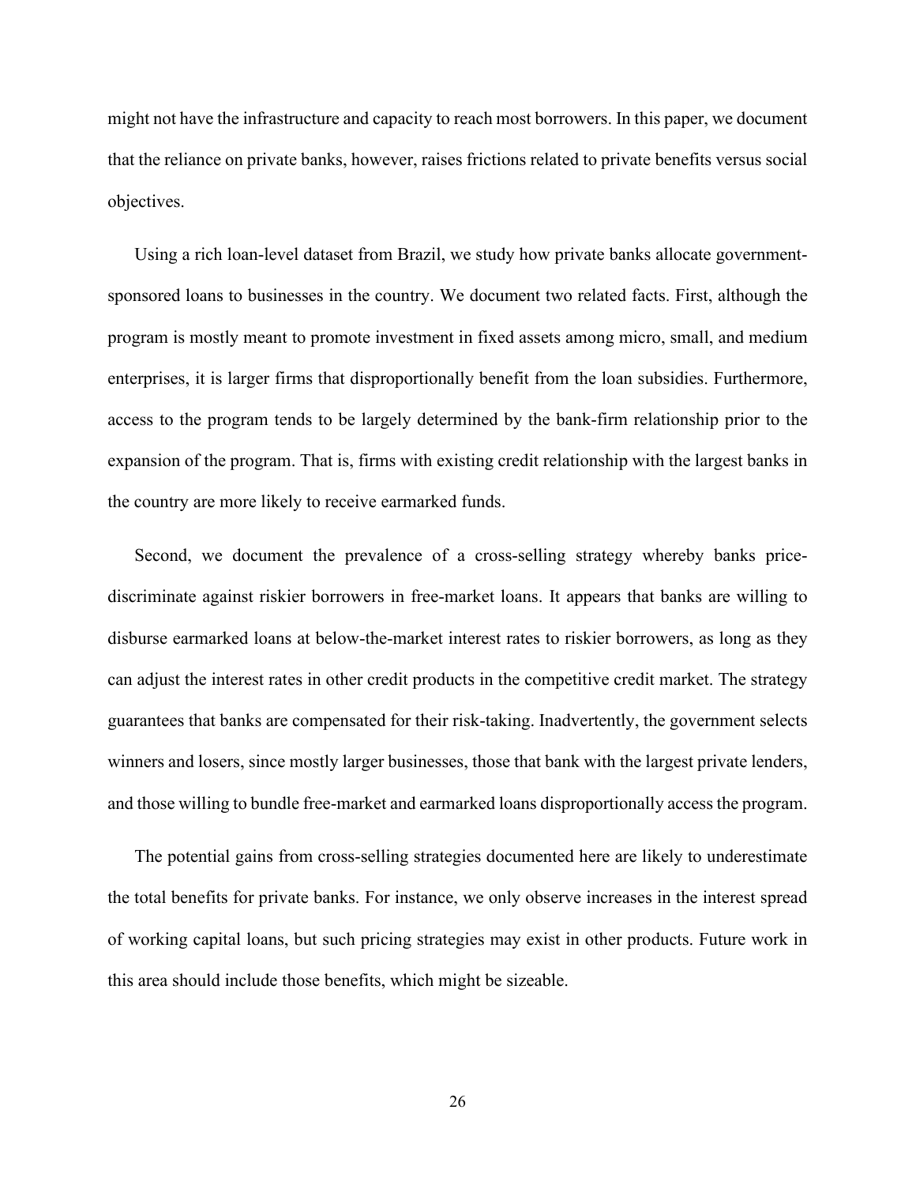might not have the infrastructure and capacity to reach most borrowers. In this paper, we document that the reliance on private banks, however, raises frictions related to private benefits versus social objectives.

Using a rich loan-level dataset from Brazil, we study how private banks allocate government-sponsored loans to businesses in the country. We document two related facts. First, although the program is mostly meant to promote investment in fixed assets among micro, small, and medium enterprises, it is larger firms that disproportionally benefit from the loan subsidies. Furthermore, access to the program tends to be largely determined by the bank-firm relationship prior to the expansion of the program. That is, firms with existing credit relationship with the largest banks in the country are more likely to receive earmarked funds.

Second, we document the prevalence of a cross-selling strategy whereby banks price-discriminate against riskier borrowers in free-market loans. It appears that banks are willing to disburse earmarked loans at below-the-market interest rates to riskier borrowers, as long as they can adjust the interest rates in other credit products in the competitive credit market. The strategy guarantees that banks are compensated for their risk-taking. Inadvertently, the government selects winners and losers, since mostly larger businesses, those that bank with the largest private lenders, and those willing to bundle free-market and earmarked loans disproportionally access the program.

The potential gains from cross-selling strategies documented here are likely to underestimate the total benefits for private banks. For instance, we only observe increases in the interest spread of working capital loans, but such pricing strategies may exist in other products. Future work in this area should include those benefits, which might be sizeable.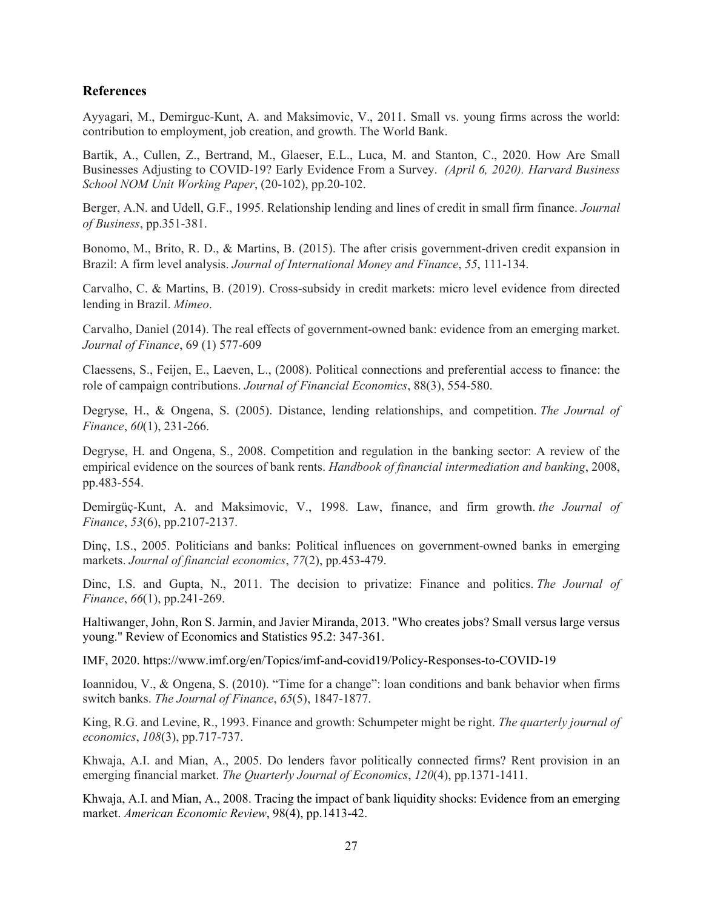## References

Ayyagari, M., Demirguc-Kunt, A. and Maksimovic, V., 2011. Small vs. young firms across the world: contribution to employment, job creation, and growth. The World Bank.

Bartik, A., Cullen, Z., Bertrand, M., Glaeser, E.L., Luca, M. and Stanton, C., 2020. How Are Small Businesses Adjusting to COVID-19? Early Evidence From a Survey. *(April 6, 2020). Harvard Business School NOM Unit Working Paper*, (20-102), pp.20-102.

Berger, A.N. and Udell, G.F., 1995. Relationship lending and lines of credit in small firm finance. *Journal of Business*, pp.351-381.

Bonomo, M., Brito, R. D., & Martins, B. (2015). The after crisis government-driven credit expansion in Brazil: A firm level analysis. *Journal of International Money and Finance*, *55*, 111-134.

Carvalho, C. & Martins, B. (2019). Cross-subsidy in credit markets: micro level evidence from directed lending in Brazil. *Mimeo*.

Carvalho, Daniel (2014). The real effects of government-owned bank: evidence from an emerging market. *Journal of Finance*, 69 (1) 577-609

Claessens, S., Feijen, E., Laeven, L., (2008). Political connections and preferential access to finance: the role of campaign contributions. *Journal of Financial Economics*, 88(3), 554-580.

Degryse, H., & Ongena, S. (2005). Distance, lending relationships, and competition. *The Journal of Finance*, *60*(1), 231-266.

Degryse, H. and Ongena, S., 2008. Competition and regulation in the banking sector: A review of the empirical evidence on the sources of bank rents. *Handbook of financial intermediation and banking*, 2008, pp.483-554.

Demirgüç-Kunt, A. and Maksimovic, V., 1998. Law, finance, and firm growth. *the Journal of Finance*, *53*(6), pp.2107-2137.

Dinç, I.S., 2005. Politicians and banks: Political influences on government-owned banks in emerging markets. *Journal of financial economics*, *77*(2), pp.453-479.

Dinc, I.S. and Gupta, N., 2011. The decision to privatize: Finance and politics. *The Journal of Finance*, *66*(1), pp.241-269.

Haltiwanger, John, Ron S. Jarmin, and Javier Miranda, 2013. "Who creates jobs? Small versus large versus young." Review of Economics and Statistics 95.2: 347-361.

IMF, 2020. https://www.imf.org/en/Topics/imf-and-covid19/Policy-Responses-to-COVID-19

Ioannidou, V., & Ongena, S. (2010). "Time for a change": loan conditions and bank behavior when firms switch banks. *The Journal of Finance*, *65*(5), 1847-1877.

King, R.G. and Levine, R., 1993. Finance and growth: Schumpeter might be right. *The quarterly journal of economics*, *108*(3), pp.717-737.

Khwaja, A.I. and Mian, A., 2005. Do lenders favor politically connected firms? Rent provision in an emerging financial market. *The Quarterly Journal of Economics*, *120*(4), pp.1371-1411.

Khwaja, A.I. and Mian, A., 2008. Tracing the impact of bank liquidity shocks: Evidence from an emerging market. *American Economic Review*, 98(4), pp.1413-42.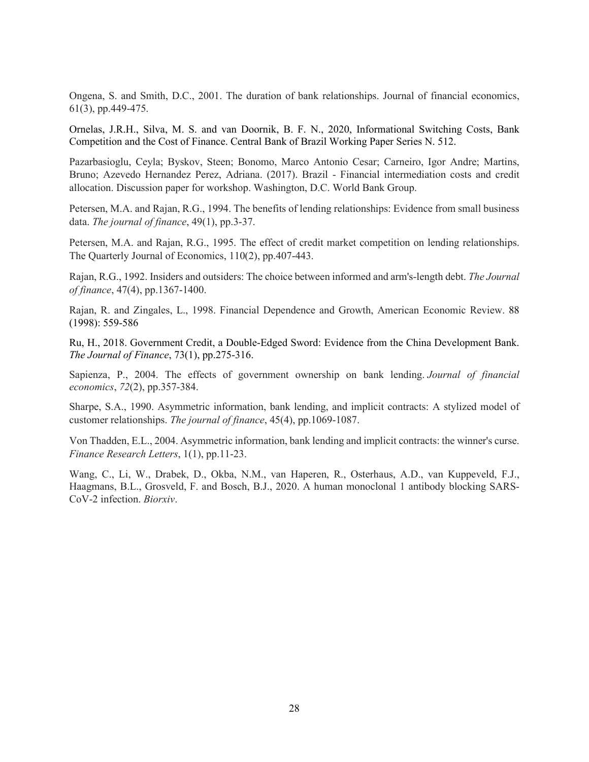Ongena, S. and Smith, D.C., 2001. The duration of bank relationships. Journal of financial economics, 61(3), pp.449-475.

Ornelas, J.R.H., Silva, M. S. and van Doornik, B. F. N., 2020, Informational Switching Costs, Bank Competition and the Cost of Finance. Central Bank of Brazil Working Paper Series N. 512.

Pazarbasioglu, Ceyla; Byskov, Steen; Bonomo, Marco Antonio Cesar; Carneiro, Igor Andre; Martins, Bruno; Azevedo Hernandez Perez, Adriana. (2017). Brazil - Financial intermediation costs and credit allocation. Discussion paper for workshop. Washington, D.C. World Bank Group.

Petersen, M.A. and Rajan, R.G., 1994. The benefits of lending relationships: Evidence from small business data. *The journal of finance*, 49(1), pp.3-37.

Petersen, M.A. and Rajan, R.G., 1995. The effect of credit market competition on lending relationships. The Quarterly Journal of Economics, 110(2), pp.407-443.

Rajan, R.G., 1992. Insiders and outsiders: The choice between informed and arm's-length debt. *The Journal of finance*, 47(4), pp.1367-1400.

Rajan, R. and Zingales, L., 1998. Financial Dependence and Growth, American Economic Review. 88 (1998): 559-586

Ru, H., 2018. Government Credit, a Double-Edged Sword: Evidence from the China Development Bank. *The Journal of Finance*, 73(1), pp.275-316.

Sapienza, P., 2004. The effects of government ownership on bank lending. *Journal of financial economics*, *72*(2), pp.357-384.

Sharpe, S.A., 1990. Asymmetric information, bank lending, and implicit contracts: A stylized model of customer relationships. *The journal of finance*, 45(4), pp.1069-1087.

Von Thadden, E.L., 2004. Asymmetric information, bank lending and implicit contracts: the winner's curse. *Finance Research Letters*, 1(1), pp.11-23.

Wang, C., Li, W., Drabek, D., Okba, N.M., van Haperen, R., Osterhaus, A.D., van Kuppeveld, F.J., Haagmans, B.L., Grosveld, F. and Bosch, B.J., 2020. A human monoclonal 1 antibody blocking SARS-CoV-2 infection. *Biorxiv*.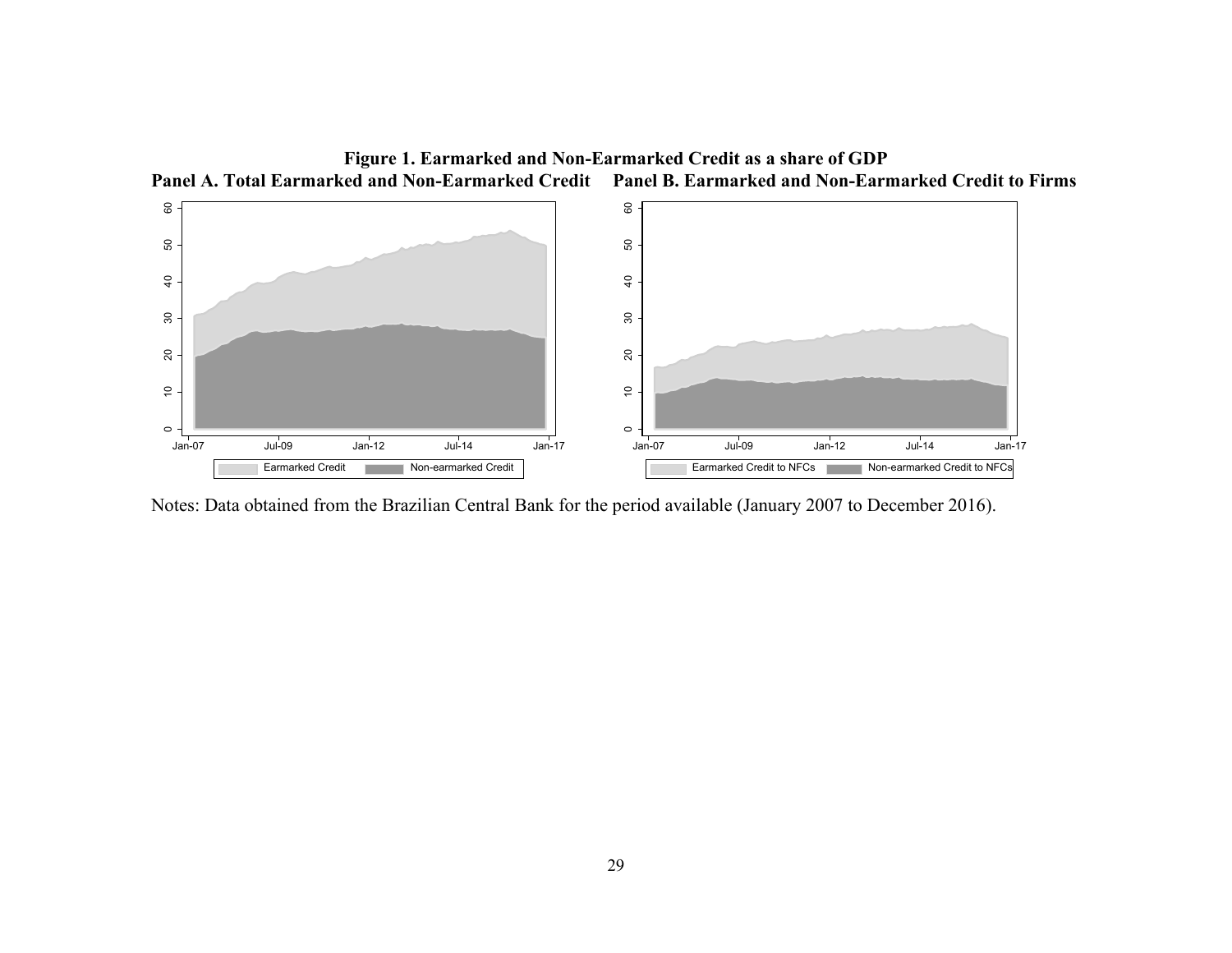**Figure 1. Earmarked and Non-Earmarked Credit as a share of GDP**

**Panel A. Total Earmarked and Non-Earmarked Credit** **Panel B. Earmarked and Non-Earmarked Credit to Firms**

Notes: Data obtained from the Brazilian Central Bank for the period available (January 2007 to December 2016).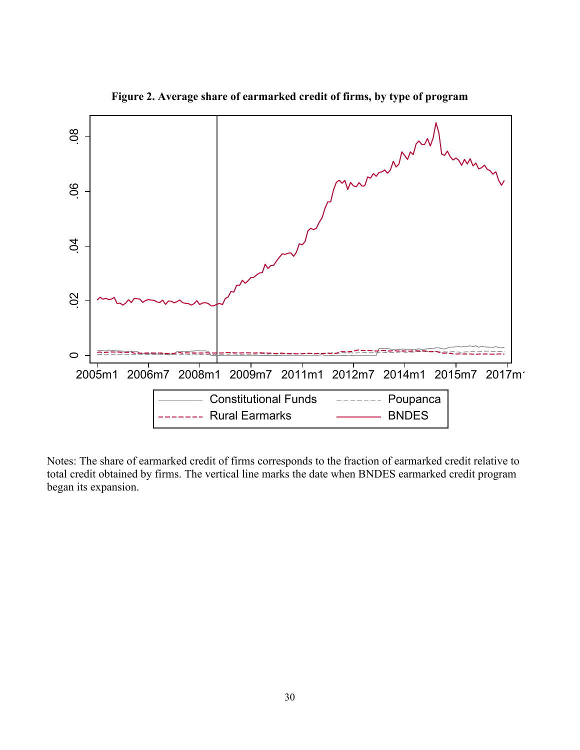**Figure 2. Average share of earmarked credit of firms, by type of program**

Notes: The share of earmarked credit of firms corresponds to the fraction of earmarked credit relative to total credit obtained by firms. The vertical line marks the date when BNDES earmarked credit program began its expansion.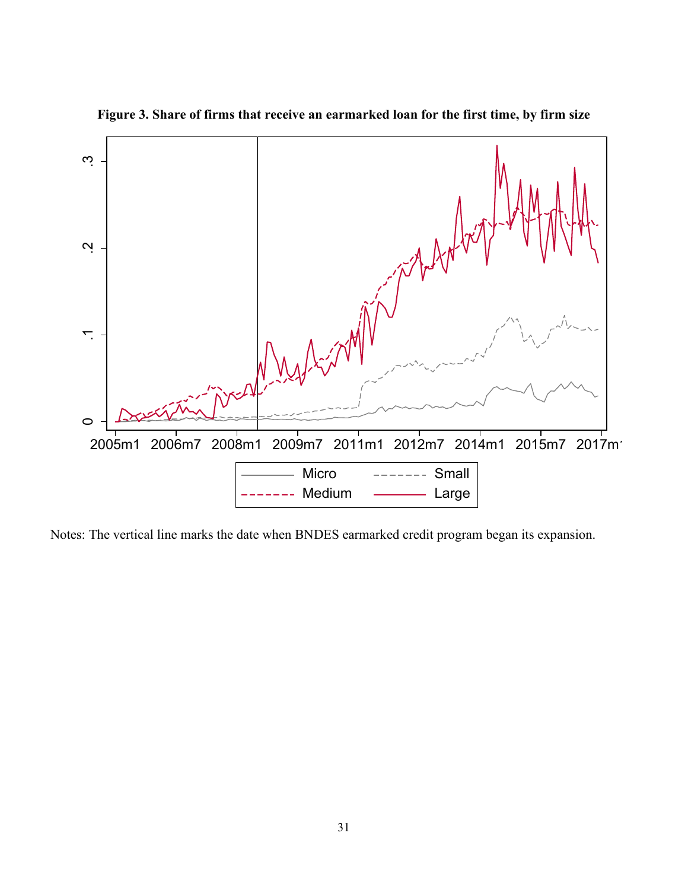**Figure 3. Share of firms that receive an earmarked loan for the first time, by firm size**

Notes: The vertical line marks the date when BNDES earmarked credit program began its expansion.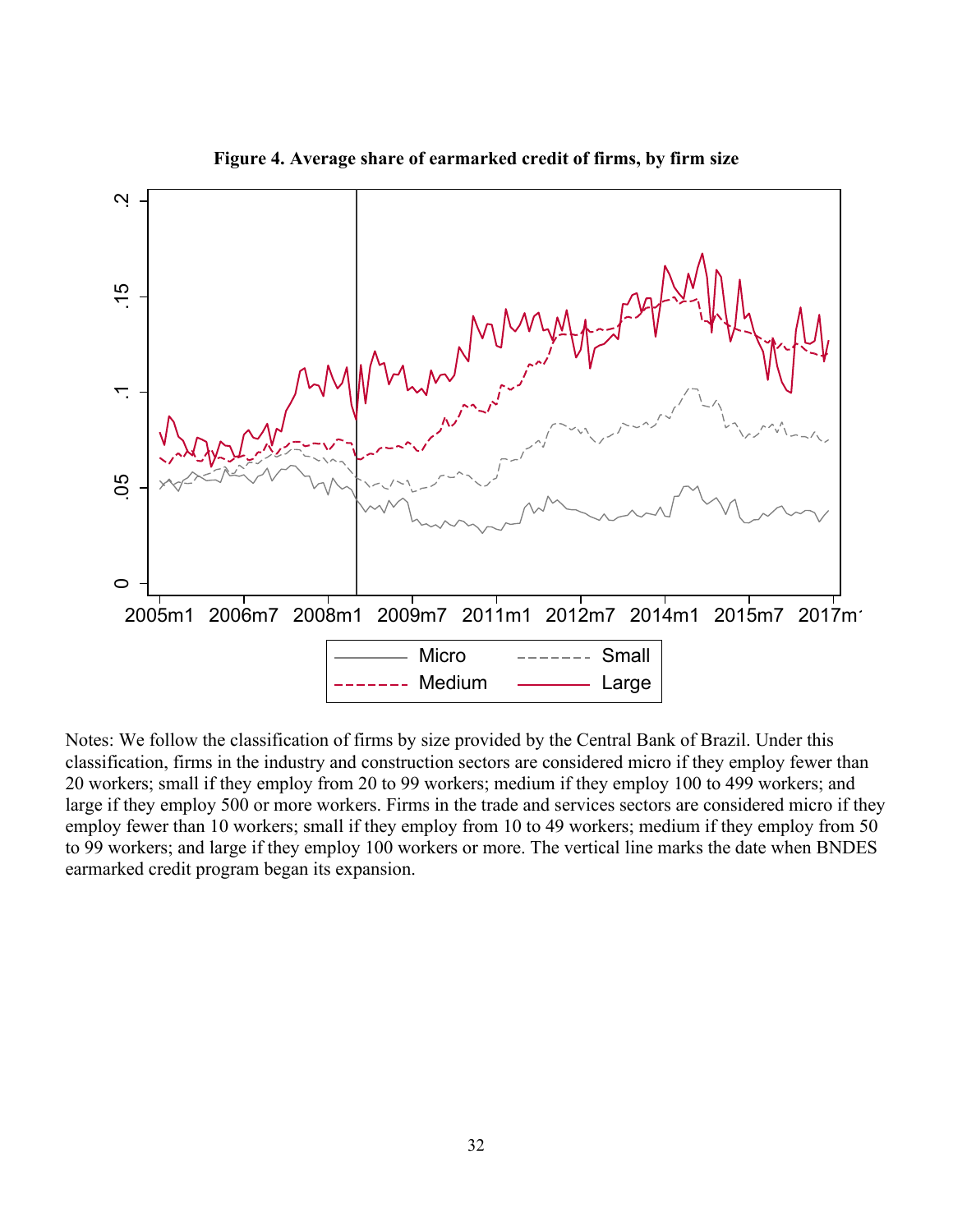**Figure 4. Average share of earmarked credit of firms, by firm size**

Notes: We follow the classification of firms by size provided by the Central Bank of Brazil. Under this classification, firms in the industry and construction sectors are considered micro if they employ fewer than 20 workers; small if they employ from 20 to 99 workers; medium if they employ 100 to 499 workers; and large if they employ 500 or more workers. Firms in the trade and services sectors are considered micro if they employ fewer than 10 workers; small if they employ from 10 to 49 workers; medium if they employ from 50 to 99 workers; and large if they employ 100 workers or more. The vertical line marks the date when BNDES earmarked credit program began its expansion.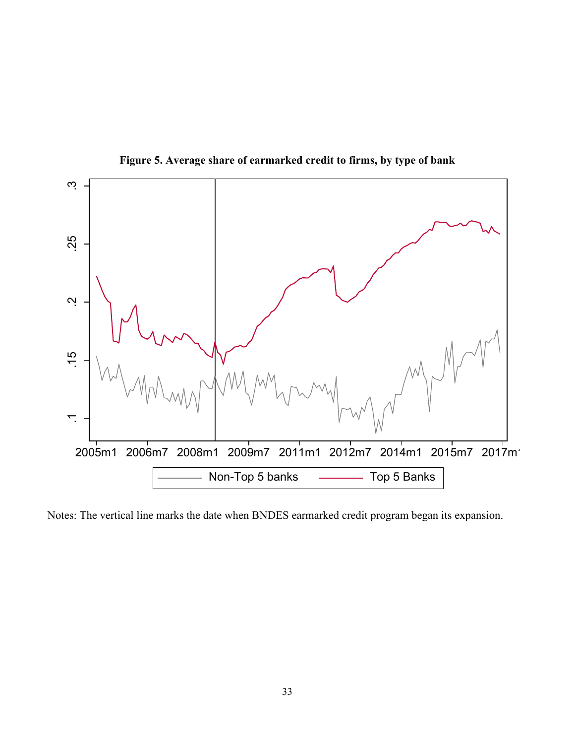**Figure 5. Average share of earmarked credit to firms, by type of bank**

Notes: The vertical line marks the date when BNDES earmarked credit program began its expansion.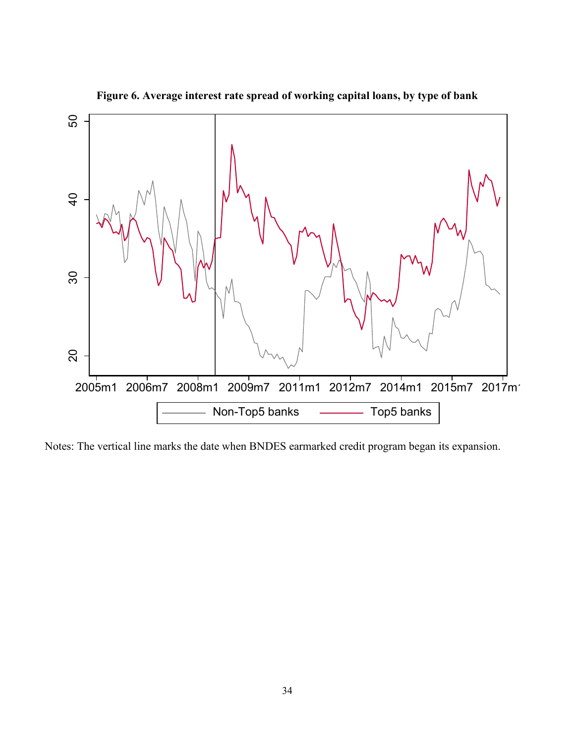**Figure 6. Average interest rate spread of working capital loans, by type of bank**

Notes: The vertical line marks the date when BNDES earmarked credit program began its expansion.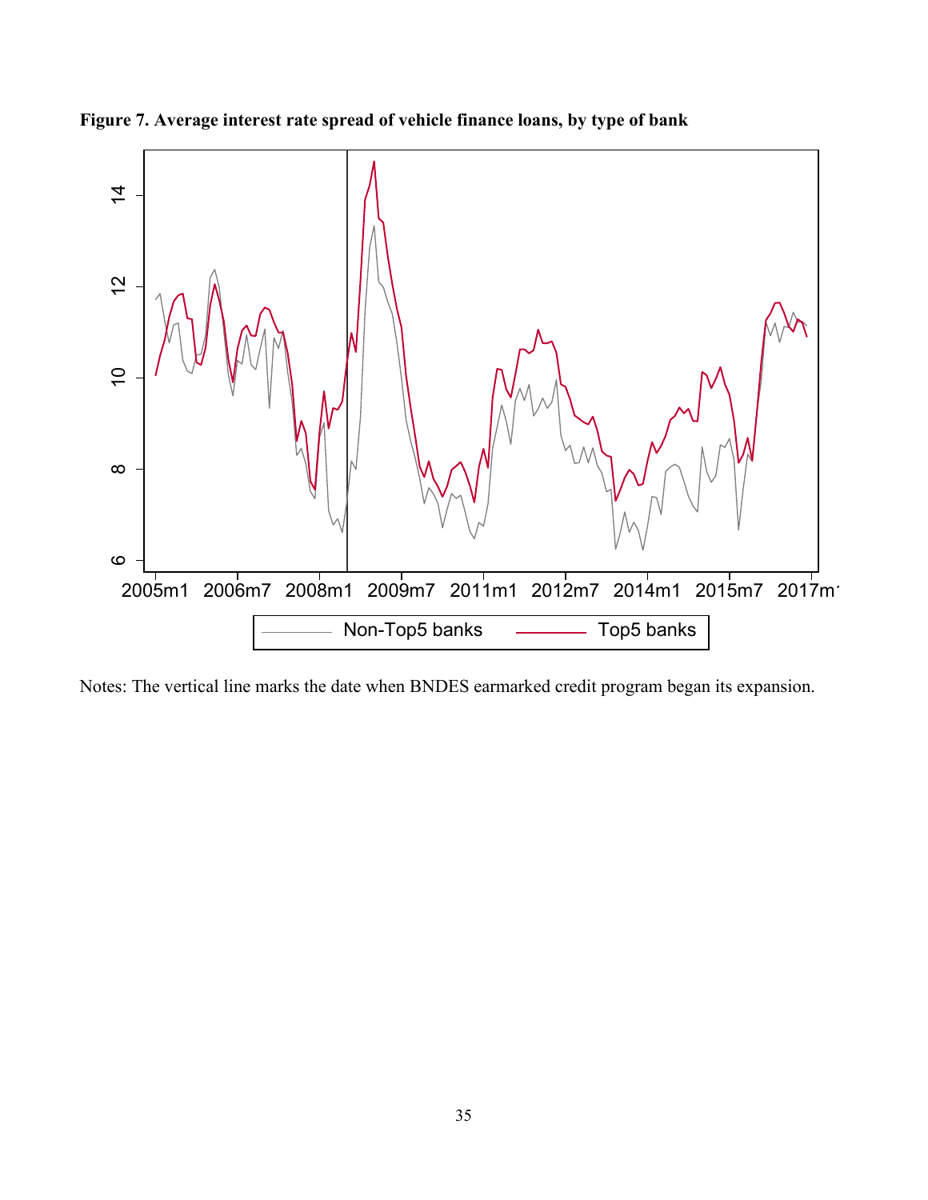**Figure 7. Average interest rate spread of vehicle finance loans, by type of bank**

Notes: The vertical line marks the date when BNDES earmarked credit program began its expansion.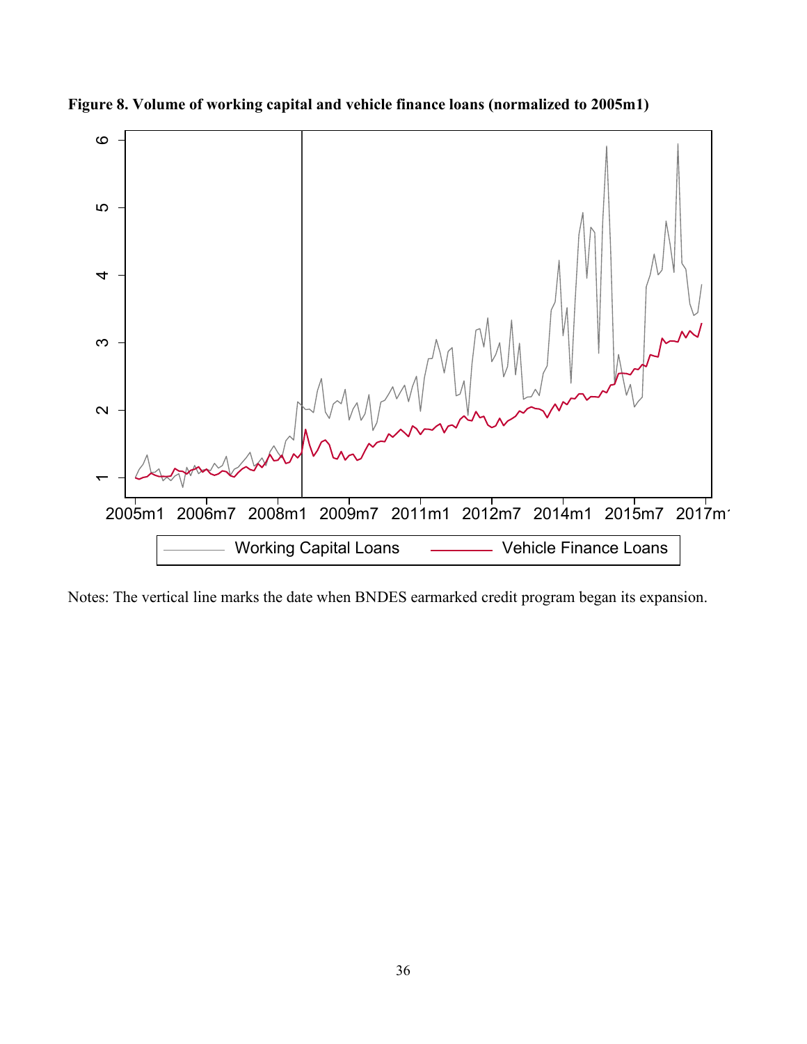**Figure 8. Volume of working capital and vehicle finance loans (normalized to 2005m1)**

Notes: The vertical line marks the date when BNDES earmarked credit program began its expansion.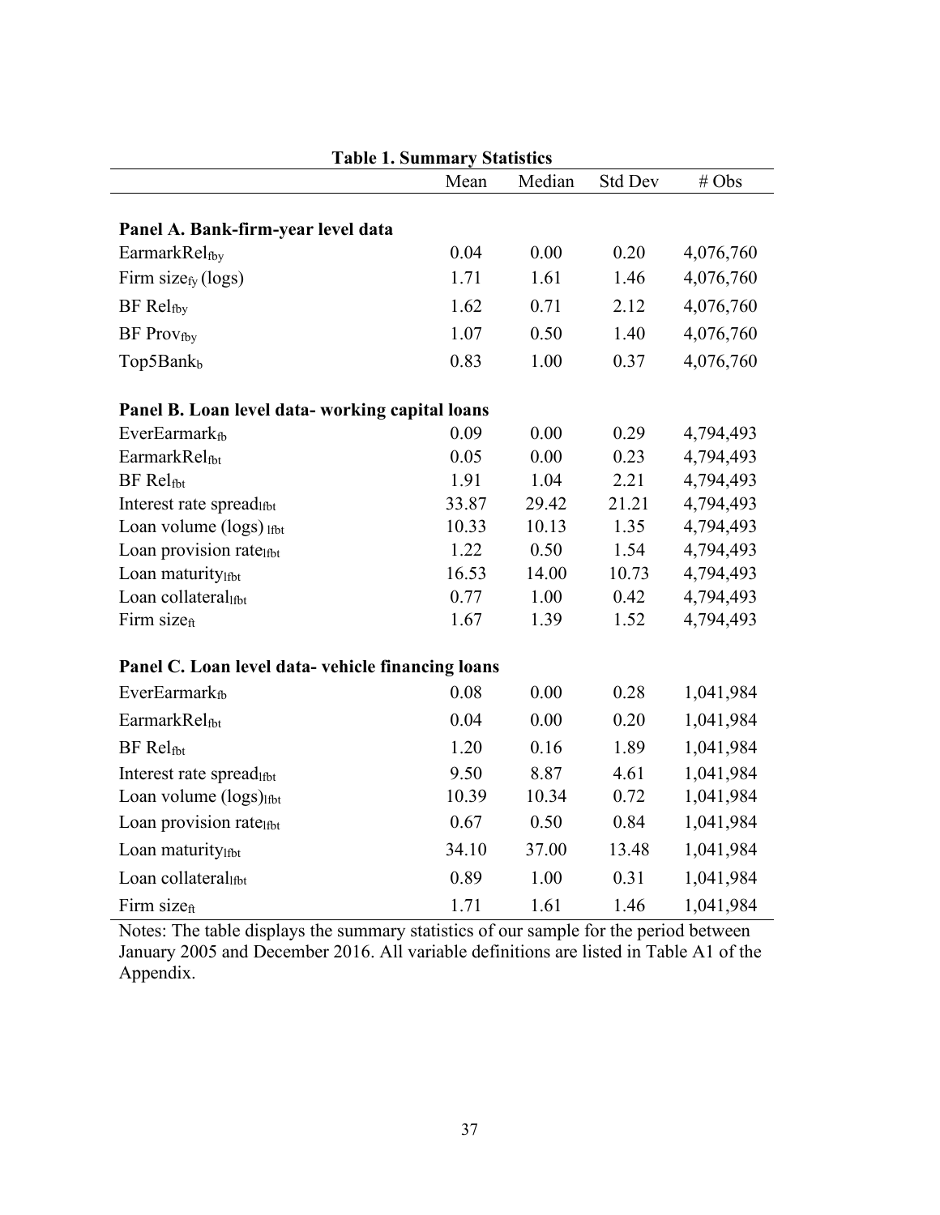**Table 1. Summary Statistics**

| | Mean | Median | Std Dev | # Obs |
|---|---|---|---|---|
| **Panel A. Bank-firm-year level data** | | | | |
| $EarmarkRel_{fby}$ | 0.04 | 0.00 | 0.20 | 4,076,760 |
| $Firm\ size_{fy}$ (logs) | 1.71 | 1.61 | 1.46 | 4,076,760 |
| $BF\ Rel_{fby}$ | 1.62 | 0.71 | 2.12 | 4,076,760 |
| $BF\ Prov_{fby}$ | 1.07 | 0.50 | 1.40 | 4,076,760 |
| $Top5Bank_{b}$ | 0.83 | 1.00 | 0.37 | 4,076,760 |
| **Panel B. Loan level data- working capital loans** | | | | |
| $EverEarmark_{fb}$ | 0.09 | 0.00 | 0.29 | 4,794,493 |
| $EarmarkRel_{fbt}$ | 0.05 | 0.00 | 0.23 | 4,794,493 |
| $BF\ Rel_{fbt}$ | 1.91 | 1.04 | 2.21 | 4,794,493 |
| $Interest\ rate\ spread_{lfbt}$ | 33.87 | 29.42 | 21.21 | 4,794,493 |
| Loan volume (logs) $_{lfbt}$ | 10.33 | 10.13 | 1.35 | 4,794,493 |
| $Loan\ provision\ rate_{lfbt}$ | 1.22 | 0.50 | 1.54 | 4,794,493 |
| $Loan\ maturity_{lfbt}$ | 16.53 | 14.00 | 10.73 | 4,794,493 |
| $Loan\ collateral_{lfbt}$ | 0.77 | 1.00 | 0.42 | 4,794,493 |
| $Firm\ size_{ft}$ | 1.67 | 1.39 | 1.52 | 4,794,493 |
| **Panel C. Loan level data- vehicle financing loans** | | | | |
| $EverEarmark_{fb}$ | 0.08 | 0.00 | 0.28 | 1,041,984 |
| $EarmarkRel_{fbt}$ | 0.04 | 0.00 | 0.20 | 1,041,984 |
| $BF\ Rel_{fbt}$ | 1.20 | 0.16 | 1.89 | 1,041,984 |
| $Interest\ rate\ spread_{lfbt}$ | 9.50 | 8.87 | 4.61 | 1,041,984 |
| Loan volume (logs)$_{lfbt}$ | 10.39 | 10.34 | 0.72 | 1,041,984 |
| $Loan\ provision\ rate_{lfbt}$ | 0.67 | 0.50 | 0.84 | 1,041,984 |
| $Loan\ maturity_{lfbt}$ | 34.10 | 37.00 | 13.48 | 1,041,984 |
| $Loan\ collateral_{lfbt}$ | 0.89 | 1.00 | 0.31 | 1,041,984 |
| $Firm\ size_{ft}$ | 1.71 | 1.61 | 1.46 | 1,041,984 |

Notes: The table displays the summary statistics of our sample for the period between January 2005 and December 2016. All variable definitions are listed in Table A1 of the Appendix.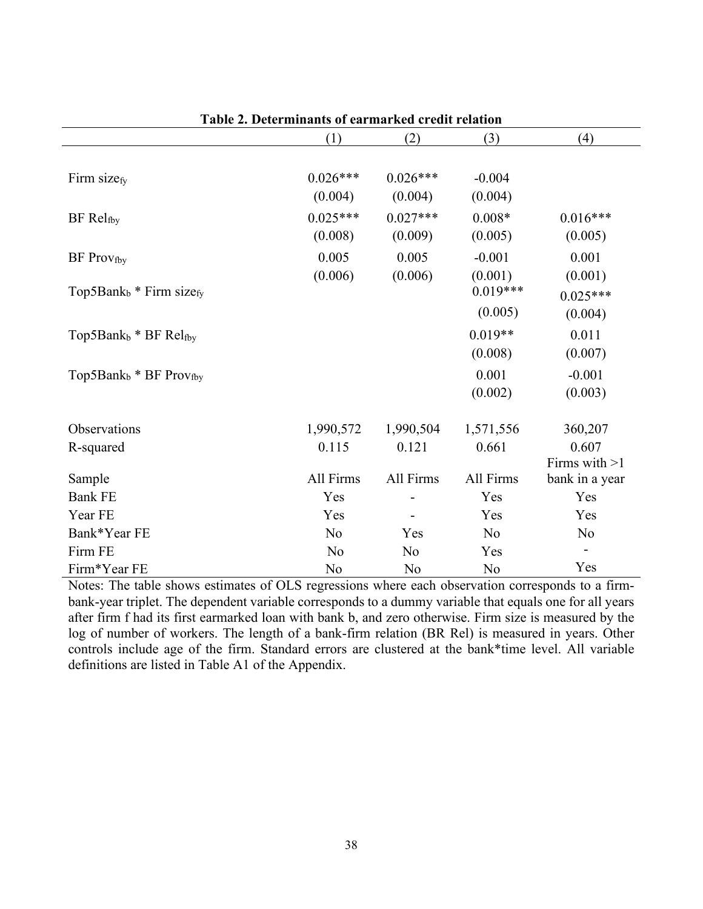**Table 2. Determinants of earmarked credit relation**

| | (1) | (2) | (3) | (4) |
|---|---|---|---|---|
| Firm size$_{fy}$ | 0.026*** | 0.026*** | -0.004 | |
| | (0.004) | (0.004) | (0.004) | |
| BF Rel$_{fby}$ | 0.025*** | 0.027*** | 0.008* | 0.016*** |
| | (0.008) | (0.009) | (0.005) | (0.005) |
| BF Prov$_{fby}$ | 0.005 | 0.005 | -0.001 | 0.001 |
| | (0.006) | (0.006) | (0.001) | (0.001) |
| Top5Bank$_{b}$ * Firm size$_{fy}$ | | | 0.019*** | 0.025*** |
| | | | (0.005) | (0.004) |
| Top5Bank$_{b}$ * BF Rel$_{fby}$ | | | 0.019** | 0.011 |
| | | | (0.008) | (0.007) |
| Top5Bank$_{b}$ * BF Prov$_{fby}$ | | | 0.001 | -0.001 |
| | | | (0.002) | (0.003) |
| Observations | 1,990,572 | 1,990,504 | 1,571,556 | 360,207 |
| R-squared | 0.115 | 0.121 | 0.661 | 0.607 |
| Sample | All Firms | All Firms | All Firms | Firms with >1 bank in a year |
| Bank FE | Yes | - | Yes | Yes |
| Year FE | Yes | - | Yes | Yes |
| Bank*Year FE | No | Yes | No | No |
| Firm FE | No | No | Yes | - |
| Firm*Year FE | No | No | No | Yes |

Notes: The table shows estimates of OLS regressions where each observation corresponds to a firm-bank-year triplet. The dependent variable corresponds to a dummy variable that equals one for all years after firm f had its first earmarked loan with bank b, and zero otherwise. Firm size is measured by the log of number of workers. The length of a bank-firm relation (BR Rel) is measured in years. Other controls include age of the firm. Standard errors are clustered at the bank*time level. All variable definitions are listed in Table A1 of the Appendix.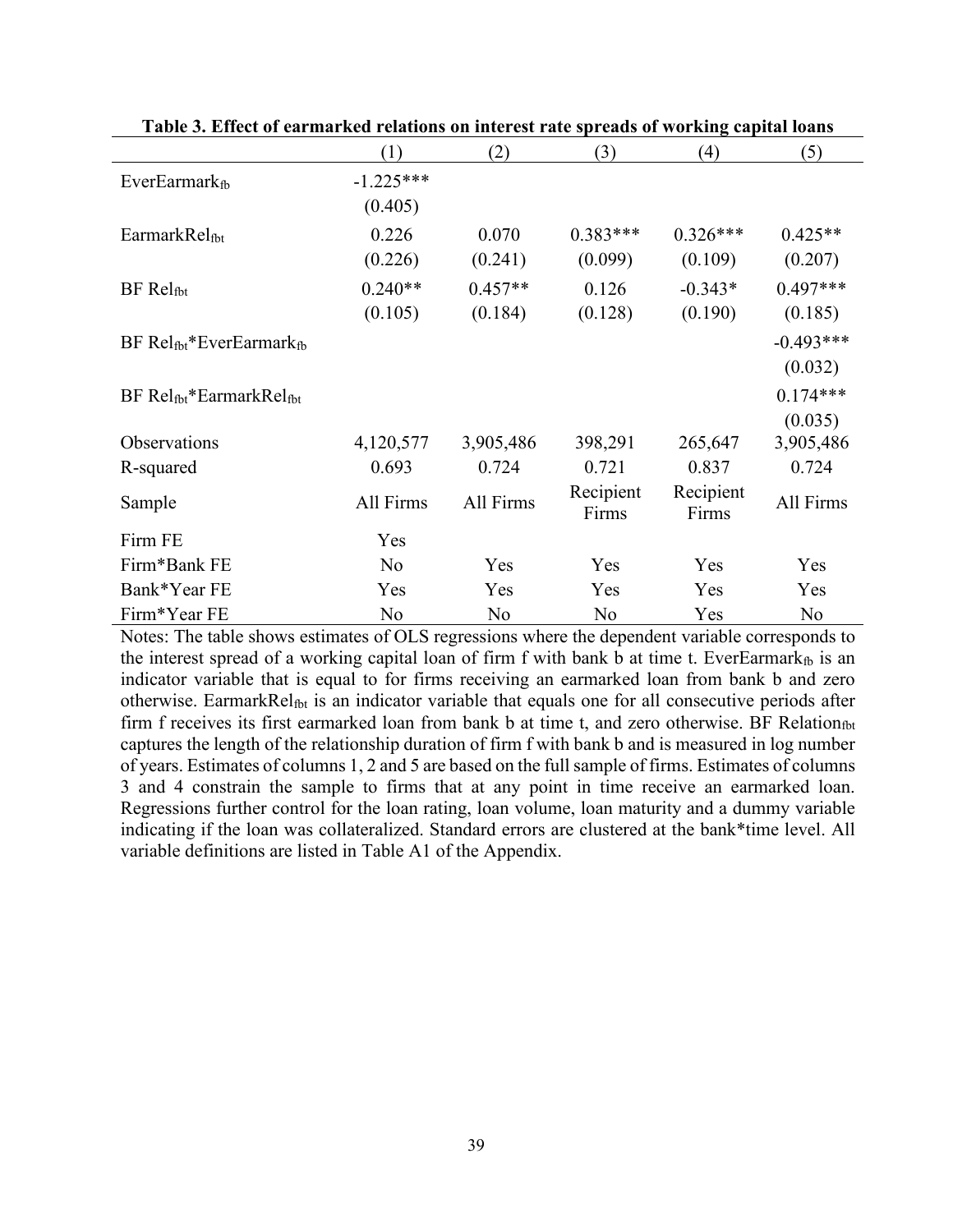**Table 3. Effect of earmarked relations on interest rate spreads of working capital loans**

| | (1) | (2) | (3) | (4) | (5) |
|---|---|---|---|---|---|
| $EverEarmark_{fb}$ | -1.225*** | | | | |
| | (0.405) | | | | |
| $EarmarkRel_{fbt}$ | 0.226 | 0.070 | 0.383*** | 0.326*** | 0.425** |
| | (0.226) | (0.241) | (0.099) | (0.109) | (0.207) |
| BF $Rel_{fbt}$ | 0.240** | 0.457** | 0.126 | -0.343* | 0.497*** |
| | (0.105) | (0.184) | (0.128) | (0.190) | (0.185) |
| BF $Rel_{fbt}$*$EverEarmark_{fb}$ | | | | | -0.493*** |
| | | | | | (0.032) |
| BF $Rel_{fbt}$*$EarmarkRel_{fbt}$ | | | | | 0.174*** |
| | | | | | (0.035) |
| Observations | 4,120,577 | 3,905,486 | 398,291 | 265,647 | 3,905,486 |
| R-squared | 0.693 | 0.724 | 0.721 | 0.837 | 0.724 |
| Sample | All Firms | All Firms | Recipient Firms | Recipient Firms | All Firms |
| Firm FE | Yes | | | | |
| Firm*Bank FE | No | Yes | Yes | Yes | Yes |
| Bank*Year FE | Yes | Yes | Yes | Yes | Yes |
| Firm*Year FE | No | No | No | Yes | No |

Notes: The table shows estimates of OLS regressions where the dependent variable corresponds to the interest spread of a working capital loan of firm f with bank b at time t. $EverEarmark_{fb}$ is an indicator variable that is equal to for firms receiving an earmarked loan from bank b and zero otherwise. $EarmarkRel_{fbt}$ is an indicator variable that equals one for all consecutive periods after firm f receives its first earmarked loan from bank b at time t, and zero otherwise. BF $Relation_{fbt}$ captures the length of the relationship duration of firm f with bank b and is measured in log number of years. Estimates of columns 1, 2 and 5 are based on the full sample of firms. Estimates of columns 3 and 4 constrain the sample to firms that at any point in time receive an earmarked loan. Regressions further control for the loan rating, loan volume, loan maturity and a dummy variable indicating if the loan was collateralized. Standard errors are clustered at the bank*time level. All variable definitions are listed in Table A1 of the Appendix.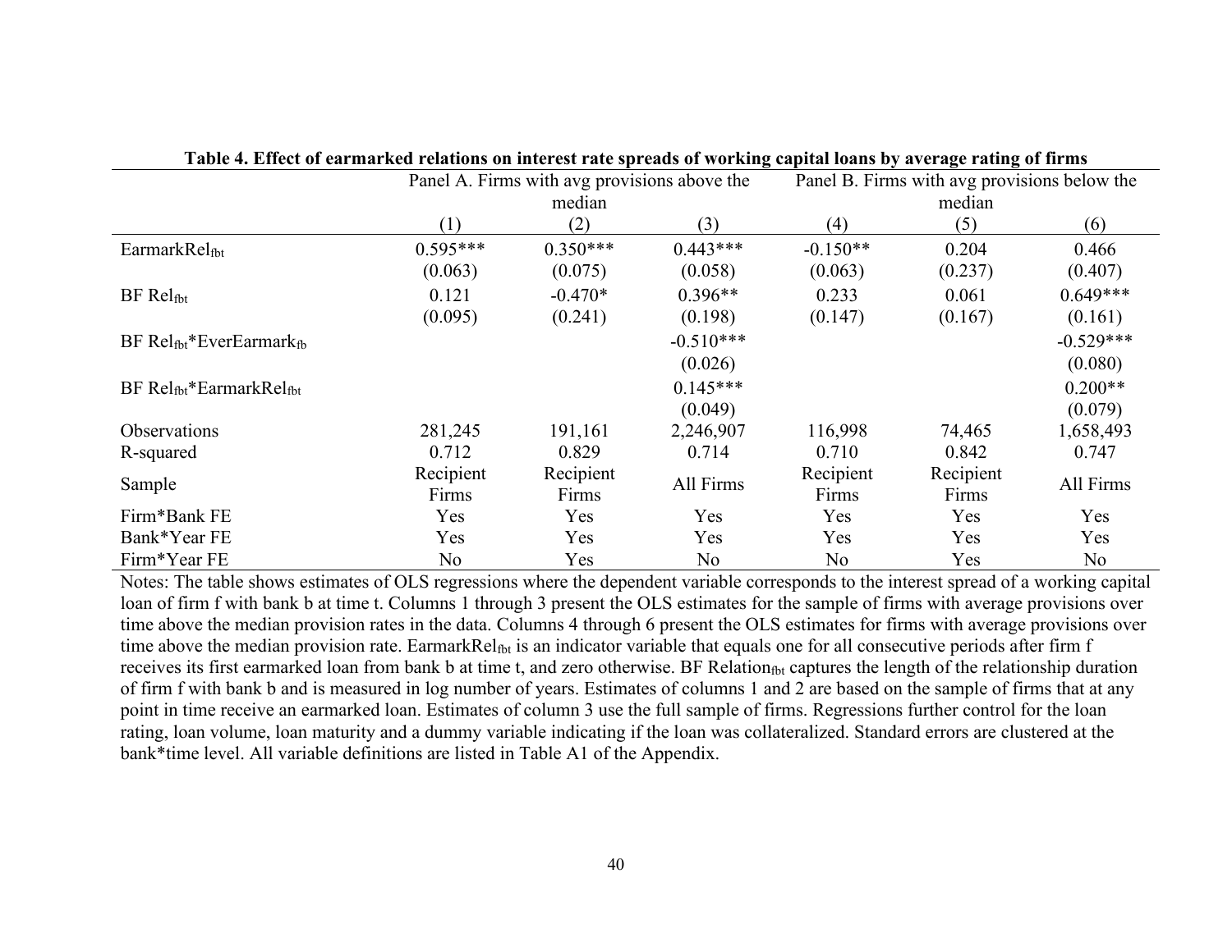**Table 4. Effect of earmarked relations on interest rate spreads of working capital loans by average rating of firms**

| | Panel A. Firms with avg provisions above the median | | | Panel B. Firms with avg provisions below the median | | |
|---|---|---|---|---|---|---|
| | (1) | (2) | (3) | (4) | (5) | (6) |
| $EarmarkRel_{fbt}$ | 0.595*** | 0.350*** | 0.443*** | -0.150** | 0.204 | 0.466 |
| | (0.063) | (0.075) | (0.058) | (0.063) | (0.237) | (0.407) |
| $BF\ Rel_{fbt}$ | 0.121 | -0.470* | 0.396** | 0.233 | 0.061 | 0.649*** |
| | (0.095) | (0.241) | (0.198) | (0.147) | (0.167) | (0.161) |
| $BF\ Rel_{fbt}$*$EverEarmark_{fb}$ | | | -0.510*** | | | -0.529*** |
| | | | (0.026) | | | (0.080) |
| $BF\ Rel_{fbt}$*$EarmarkRel_{fbt}$ | | | 0.145*** | | | 0.200** |
| | | | (0.049) | | | (0.079) |
| Observations | 281,245 | 191,161 | 2,246,907 | 116,998 | 74,465 | 1,658,493 |
| R-squared | 0.712 | 0.829 | 0.714 | 0.710 | 0.842 | 0.747 |
| Sample | Recipient Firms | Recipient Firms | All Firms | Recipient Firms | Recipient Firms | All Firms |
| Firm*Bank FE | Yes | Yes | Yes | Yes | Yes | Yes |
| Bank*Year FE | Yes | Yes | Yes | Yes | Yes | Yes |
| Firm*Year FE | No | Yes | No | No | Yes | No |

Notes: The table shows estimates of OLS regressions where the dependent variable corresponds to the interest spread of a working capital loan of firm f with bank b at time t. Columns 1 through 3 present the OLS estimates for the sample of firms with average provisions over time above the median provision rates in the data. Columns 4 through 6 present the OLS estimates for firms with average provisions over time above the median provision rate. $EarmarkRel_{fbt}$ is an indicator variable that equals one for all consecutive periods after firm f receives its first earmarked loan from bank b at time t, and zero otherwise. $BF\ Relation_{fbt}$ captures the length of the relationship duration of firm f with bank b and is measured in log number of years. Estimates of columns 1 and 2 are based on the sample of firms that at any point in time receive an earmarked loan. Estimates of column 3 use the full sample of firms. Regressions further control for the loan rating, loan volume, loan maturity and a dummy variable indicating if the loan was collateralized. Standard errors are clustered at the bank*time level. All variable definitions are listed in Table A1 of the Appendix.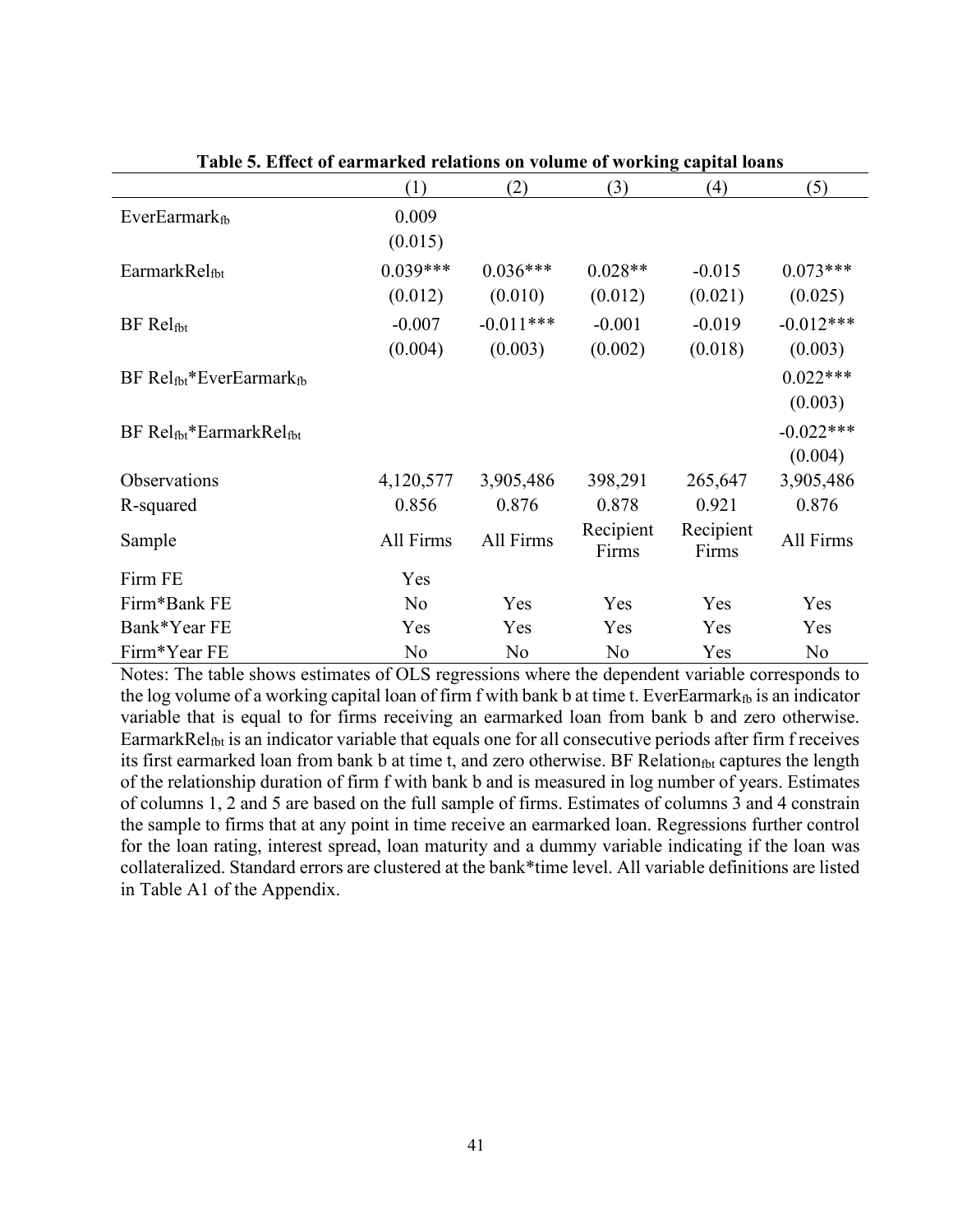**Table 5. Effect of earmarked relations on volume of working capital loans**

| | (1) | (2) | (3) | (4) | (5) |
|---|---|---|---|---|---|
| $EverEarmark_{fb}$ | 0.009 | | | | |
| | (0.015) | | | | |
| $EarmarkRel_{fbt}$ | 0.039*** | 0.036*** | 0.028** | -0.015 | 0.073*** |
| | (0.012) | (0.010) | (0.012) | (0.021) | (0.025) |
| BF $Rel_{fbt}$ | -0.007 | -0.011*** | -0.001 | -0.019 | -0.012*** |
| | (0.004) | (0.003) | (0.002) | (0.018) | (0.003) |
| BF $Rel_{fbt}$*$EverEarmark_{fb}$ | | | | | 0.022*** |
| | | | | | (0.003) |
| BF $Rel_{fbt}$*$EarmarkRel_{fbt}$ | | | | | -0.022*** |
| | | | | | (0.004) |
| Observations | 4,120,577 | 3,905,486 | 398,291 | 265,647 | 3,905,486 |
| R-squared | 0.856 | 0.876 | 0.878 | 0.921 | 0.876 |
| Sample | All Firms | All Firms | Recipient Firms | Recipient Firms | All Firms |
| Firm FE | Yes | | | | |
| Firm*Bank FE | No | Yes | Yes | Yes | Yes |
| Bank*Year FE | Yes | Yes | Yes | Yes | Yes |
| Firm*Year FE | No | No | No | Yes | No |

Notes: The table shows estimates of OLS regressions where the dependent variable corresponds to the log volume of a working capital loan of firm f with bank b at time t. $EverEarmark_{fb}$ is an indicator variable that is equal to for firms receiving an earmarked loan from bank b and zero otherwise. $EarmarkRel_{fbt}$ is an indicator variable that equals one for all consecutive periods after firm f receives its first earmarked loan from bank b at time t, and zero otherwise. BF $Relation_{fbt}$ captures the length of the relationship duration of firm f with bank b and is measured in log number of years. Estimates of columns 1, 2 and 5 are based on the full sample of firms. Estimates of columns 3 and 4 constrain the sample to firms that at any point in time receive an earmarked loan. Regressions further control for the loan rating, interest spread, loan maturity and a dummy variable indicating if the loan was collateralized. Standard errors are clustered at the bank*time level. All variable definitions are listed in Table A1 of the Appendix.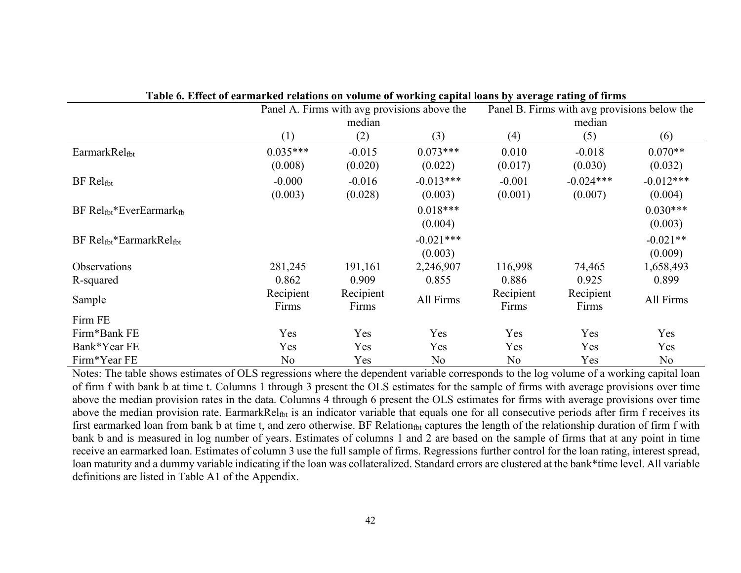**Table 6. Effect of earmarked relations on volume of working capital loans by average rating of firms**

| | Panel A. Firms with avg provisions above the median | | | Panel B. Firms with avg provisions below the median | | |
|---|---|---|---|---|---|---|
| | (1) | (2) | (3) | (4) | (5) | (6) |
| $EarmarkRel_{fbt}$ | 0.035*** | -0.015 | 0.073*** | 0.010 | -0.018 | 0.070** |
| | (0.008) | (0.020) | (0.022) | (0.017) | (0.030) | (0.032) |
| BF $Rel_{fbt}$ | -0.000 | -0.016 | -0.013*** | -0.001 | -0.024*** | -0.012*** |
| | (0.003) | (0.028) | (0.003) | (0.001) | (0.007) | (0.004) |
| BF $Rel_{fbt}$*$EverEarmark_{fb}$ | | | 0.018*** | | | 0.030*** |
| | | | (0.004) | | | (0.003) |
| BF $Rel_{fbt}$*$EarmarkRel_{fbt}$ | | | -0.021*** | | | -0.021** |
| | | | (0.003) | | | (0.009) |
| Observations | 281,245 | 191,161 | 2,246,907 | 116,998 | 74,465 | 1,658,493 |
| R-squared | 0.862 | 0.909 | 0.855 | 0.886 | 0.925 | 0.899 |
| Sample | Recipient Firms | Recipient Firms | All Firms | Recipient Firms | Recipient Firms | All Firms |
| Firm FE | | | | | | |
| Firm*Bank FE | Yes | Yes | Yes | Yes | Yes | Yes |
| Bank*Year FE | Yes | Yes | Yes | Yes | Yes | Yes |
| Firm*Year FE | No | Yes | No | No | Yes | No |

Notes: The table shows estimates of OLS regressions where the dependent variable corresponds to the log volume of a working capital loan of firm f with bank b at time t. Columns 1 through 3 present the OLS estimates for the sample of firms with average provisions over time above the median provision rates in the data. Columns 4 through 6 present the OLS estimates for firms with average provisions over time above the median provision rate. $EarmarkRel_{fbt}$ is an indicator variable that equals one for all consecutive periods after firm f receives its first earmarked loan from bank b at time t, and zero otherwise. BF $Relation_{fbt}$ captures the length of the relationship duration of firm f with bank b and is measured in log number of years. Estimates of columns 1 and 2 are based on the sample of firms that at any point in time receive an earmarked loan. Estimates of column 3 use the full sample of firms. Regressions further control for the loan rating, interest spread, loan maturity and a dummy variable indicating if the loan was collateralized. Standard errors are clustered at the bank*time level. All variable definitions are listed in Table A1 of the Appendix.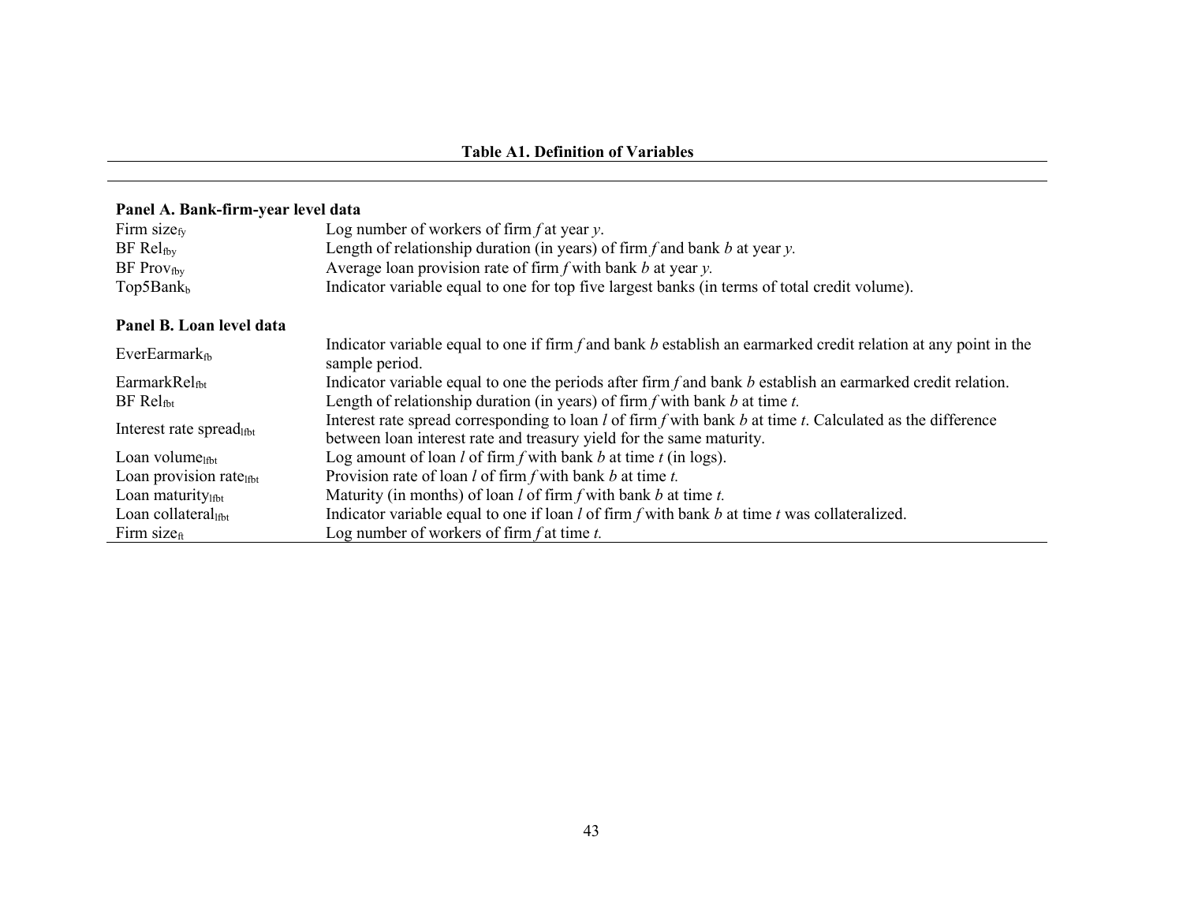**Table A1. Definition of Variables**

| | |
|---|---|
| **Panel A. Bank-firm-year level data** | |
| Firm size$_{fy}$ | Log number of workers of firm *f* at year *y*. |
| BF Rel$_{fby}$ | Length of relationship duration (in years) of firm *f* and bank *b* at year *y.* |
| BF Prov$_{fby}$ | Average loan provision rate of firm *f* with bank *b* at year *y.* |
| Top5Bank$_{b}$ | Indicator variable equal to one for top five largest banks (in terms of total credit volume). |
| **Panel B. Loan level data** | |
| EverEarmark$_{fb}$ | Indicator variable equal to one if firm *f* and bank *b* establish an earmarked credit relation at any point in the sample period. |
| EarmarkRel$_{fbt}$ | Indicator variable equal to one the periods after firm *f* and bank *b* establish an earmarked credit relation. |
| BF Rel$_{fbt}$ | Length of relationship duration (in years) of firm *f* with bank *b* at time *t.* |
| Interest rate spread$_{lfbt}$ | Interest rate spread corresponding to loan *l* of firm *f* with bank *b* at time *t*. Calculated as the difference between loan interest rate and treasury yield for the same maturity. |
| Loan volume$_{lfbt}$ | Log amount of loan *l* of firm *f* with bank *b* at time *t* (in logs). |
| Loan provision rate$_{lfbt}$ | Provision rate of loan *l* of firm *f* with bank *b* at time *t.* |
| Loan maturity$_{lfbt}$ | Maturity (in months) of loan *l* of firm *f* with bank *b* at time *t.* |
| Loan collateral$_{lfbt}$ | Indicator variable equal to one if loan *l* of firm *f* with bank *b* at time *t* was collateralized. |
| Firm size$_{ft}$ | Log number of workers of firm *f* at time *t.* |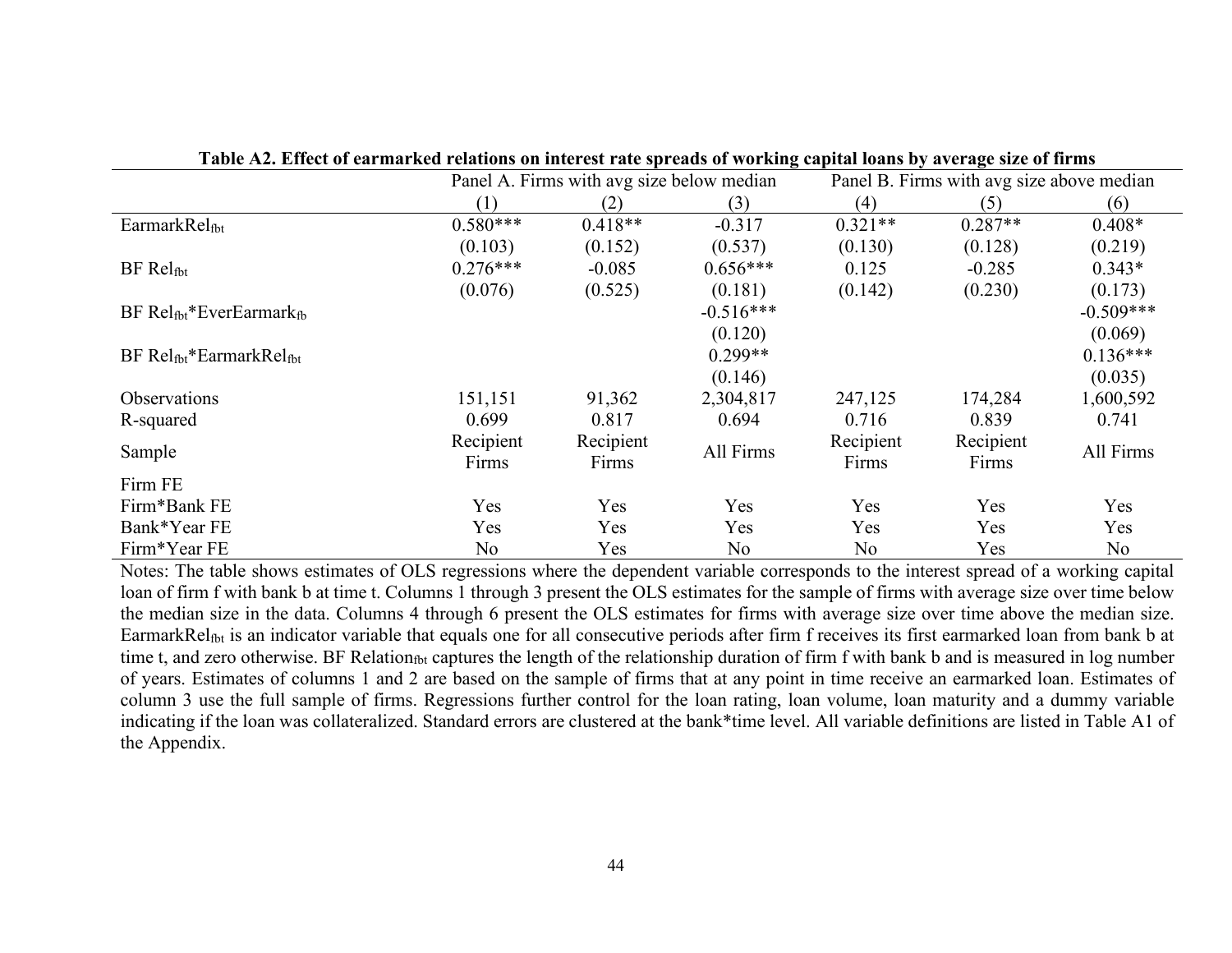**Table A2. Effect of earmarked relations on interest rate spreads of working capital loans by average size of firms**

| | Panel A. Firms with avg size below median | | | Panel B. Firms with avg size above median | | |
|---|---|---|---|---|---|---|
| | (1) | (2) | (3) | (4) | (5) | (6) |
| $EarmarkRel_{fbt}$ | 0.580*** | 0.418** | -0.317 | 0.321** | 0.287** | 0.408* |
| | (0.103) | (0.152) | (0.537) | (0.130) | (0.128) | (0.219) |
| $BF\ Rel_{fbt}$ | 0.276*** | -0.085 | 0.656*** | 0.125 | -0.285 | 0.343* |
| | (0.076) | (0.525) | (0.181) | (0.142) | (0.230) | (0.173) |
| $BF\ Rel_{fbt}$*$EverEarmark_{fb}$ | | | -0.516*** | | | -0.509*** |
| | | | (0.120) | | | (0.069) |
| $BF\ Rel_{fbt}$*$EarmarkRel_{fbt}$ | | | 0.299** | | | 0.136*** |
| | | | (0.146) | | | (0.035) |
| Observations | 151,151 | 91,362 | 2,304,817 | 247,125 | 174,284 | 1,600,592 |
| R-squared | 0.699 | 0.817 | 0.694 | 0.716 | 0.839 | 0.741 |
| Sample | Recipient Firms | Recipient Firms | All Firms | Recipient Firms | Recipient Firms | All Firms |
| Firm FE | | | | | | |
| Firm*Bank FE | Yes | Yes | Yes | Yes | Yes | Yes |
| Bank*Year FE | Yes | Yes | Yes | Yes | Yes | Yes |
| Firm*Year FE | No | Yes | No | No | Yes | No |

Notes: The table shows estimates of OLS regressions where the dependent variable corresponds to the interest spread of a working capital loan of firm f with bank b at time t. Columns 1 through 3 present the OLS estimates for the sample of firms with average size over time below the median size in the data. Columns 4 through 6 present the OLS estimates for firms with average size over time above the median size. $EarmarkRel_{fbt}$ is an indicator variable that equals one for all consecutive periods after firm f receives its first earmarked loan from bank b at time t, and zero otherwise. $BF\ Relation_{fbt}$ captures the length of the relationship duration of firm f with bank b and is measured in log number of years. Estimates of columns 1 and 2 are based on the sample of firms that at any point in time receive an earmarked loan. Estimates of column 3 use the full sample of firms. Regressions further control for the loan rating, loan volume, loan maturity and a dummy variable indicating if the loan was collateralized. Standard errors are clustered at the bank*time level. All variable definitions are listed in Table A1 of the Appendix.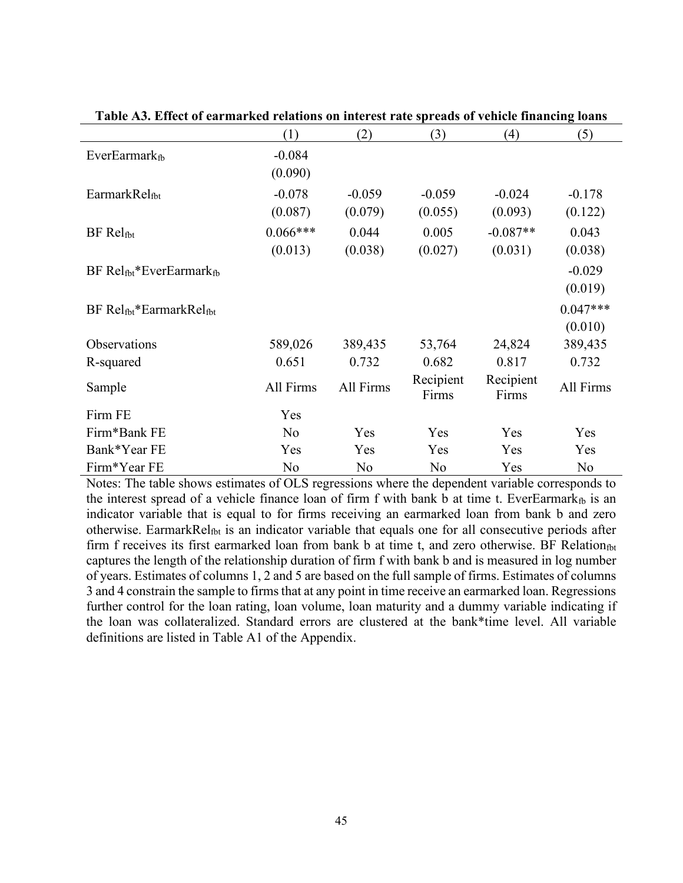**Table A3. Effect of earmarked relations on interest rate spreads of vehicle financing loans**

| | (1) | (2) | (3) | (4) | (5) |
|---|---|---|---|---|---|
| $EverEarmark_{fb}$ | -0.084 | | | | |
| | (0.090) | | | | |
| $EarmarkRel_{fbt}$ | -0.078 | -0.059 | -0.059 | -0.024 | -0.178 |
| | (0.087) | (0.079) | (0.055) | (0.093) | (0.122) |
| $BF\ Rel_{fbt}$ | 0.066*** | 0.044 | 0.005 | -0.087** | 0.043 |
| | (0.013) | (0.038) | (0.027) | (0.031) | (0.038) |
| $BF\ Rel_{fbt}$*$EverEarmark_{fb}$ | | | | | -0.029 |
| | | | | | (0.019) |
| $BF\ Rel_{fbt}$*$EarmarkRel_{fbt}$ | | | | | 0.047*** |
| | | | | | (0.010) |
| Observations | 589,026 | 389,435 | 53,764 | 24,824 | 389,435 |
| R-squared | 0.651 | 0.732 | 0.682 | 0.817 | 0.732 |
| Sample | All Firms | All Firms | Recipient Firms | Recipient Firms | All Firms |
| Firm FE | Yes | | | | |
| Firm*Bank FE | No | Yes | Yes | Yes | Yes |
| Bank*Year FE | Yes | Yes | Yes | Yes | Yes |
| Firm*Year FE | No | No | No | Yes | No |

Notes: The table shows estimates of OLS regressions where the dependent variable corresponds to the interest spread of a vehicle finance loan of firm f with bank b at time t. $EverEarmark_{fb}$ is an indicator variable that is equal to for firms receiving an earmarked loan from bank b and zero otherwise. $EarmarkRel_{fbt}$ is an indicator variable that equals one for all consecutive periods after firm f receives its first earmarked loan from bank b at time t, and zero otherwise. BF $Relation_{fbt}$ captures the length of the relationship duration of firm f with bank b and is measured in log number of years. Estimates of columns 1, 2 and 5 are based on the full sample of firms. Estimates of columns 3 and 4 constrain the sample to firms that at any point in time receive an earmarked loan. Regressions further control for the loan rating, loan volume, loan maturity and a dummy variable indicating if the loan was collateralized. Standard errors are clustered at the bank*time level. All variable definitions are listed in Table A1 of the Appendix.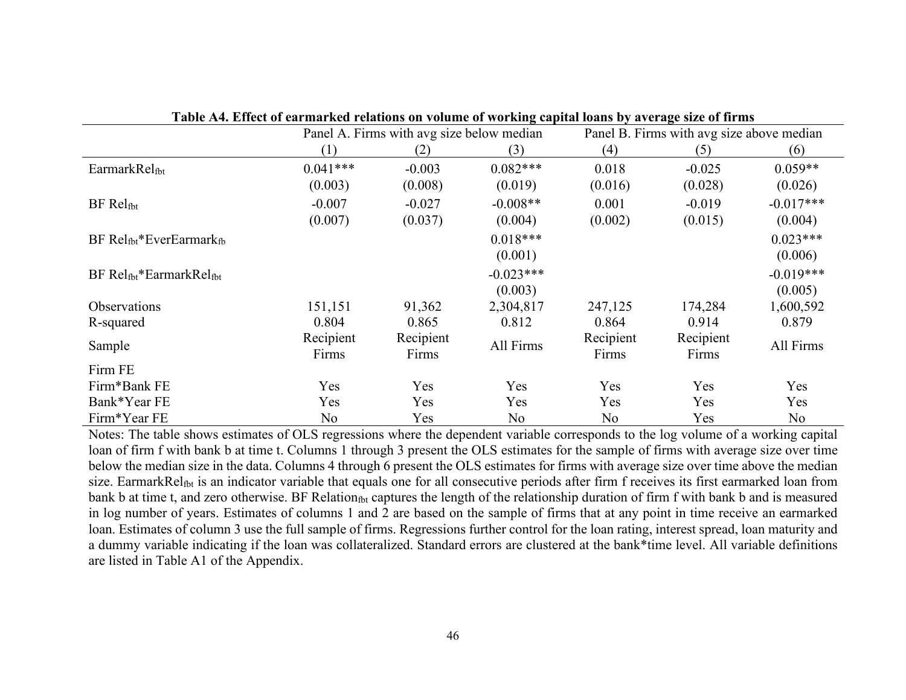**Table A4. Effect of earmarked relations on volume of working capital loans by average size of firms**

| | Panel A. Firms with avg size below median | | | Panel B. Firms with avg size above median | | |
|---|---|---|---|---|---|---|
| | (1) | (2) | (3) | (4) | (5) | (6) |
| $EarmarkRel_{fbt}$ | 0.041*** | -0.003 | 0.082*** | 0.018 | -0.025 | 0.059** |
| | (0.003) | (0.008) | (0.019) | (0.016) | (0.028) | (0.026) |
| BF $Rel_{fbt}$ | -0.007 | -0.027 | -0.008** | 0.001 | -0.019 | -0.017*** |
| | (0.007) | (0.037) | (0.004) | (0.002) | (0.015) | (0.004) |
| BF $Rel_{fbt}$*$EverEarmark_{fb}$ | | | 0.018*** | | | 0.023*** |
| | | | (0.001) | | | (0.006) |
| BF $Rel_{fbt}$*$EarmarkRel_{fbt}$ | | | -0.023*** | | | -0.019*** |
| | | | (0.003) | | | (0.005) |
| Observations | 151,151 | 91,362 | 2,304,817 | 247,125 | 174,284 | 1,600,592 |
| R-squared | 0.804 | 0.865 | 0.812 | 0.864 | 0.914 | 0.879 |
| Sample | Recipient Firms | Recipient Firms | All Firms | Recipient Firms | Recipient Firms | All Firms |
| Firm FE | | | | | | |
| Firm*Bank FE | Yes | Yes | Yes | Yes | Yes | Yes |
| Bank*Year FE | Yes | Yes | Yes | Yes | Yes | Yes |
| Firm*Year FE | No | Yes | No | No | Yes | No |

Notes: The table shows estimates of OLS regressions where the dependent variable corresponds to the log volume of a working capital loan of firm f with bank b at time t. Columns 1 through 3 present the OLS estimates for the sample of firms with average size over time below the median size in the data. Columns 4 through 6 present the OLS estimates for firms with average size over time above the median size. $EarmarkRel_{fbt}$ is an indicator variable that equals one for all consecutive periods after firm f receives its first earmarked loan from bank b at time t, and zero otherwise. BF $Relation_{fbt}$ captures the length of the relationship duration of firm f with bank b and is measured in log number of years. Estimates of columns 1 and 2 are based on the sample of firms that at any point in time receive an earmarked loan. Estimates of column 3 use the full sample of firms. Regressions further control for the loan rating, interest spread, loan maturity and a dummy variable indicating if the loan was collateralized. Standard errors are clustered at the bank*time level. All variable definitions are listed in Table A1 of the Appendix.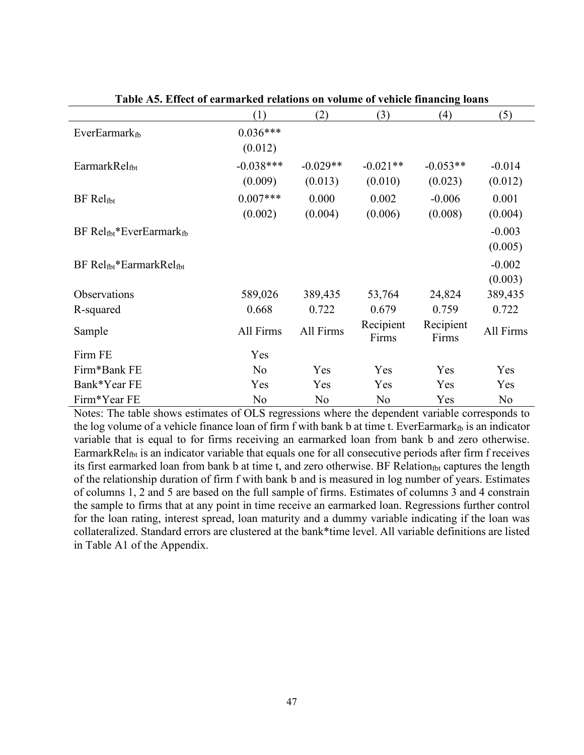**Table A5. Effect of earmarked relations on volume of vehicle financing loans**

| | (1) | (2) | (3) | (4) | (5) |
|---|---|---|---|---|---|
| $EverEarmark_{fb}$ | 0.036*** | | | | |
| | (0.012) | | | | |
| $EarmarkRel_{fbt}$ | -0.038*** | -0.029** | -0.021** | -0.053** | -0.014 |
| | (0.009) | (0.013) | (0.010) | (0.023) | (0.012) |
| BF $Rel_{fbt}$ | 0.007*** | 0.000 | 0.002 | -0.006 | 0.001 |
| | (0.002) | (0.004) | (0.006) | (0.008) | (0.004) |
| BF $Rel_{fbt}$*$EverEarmark_{fb}$ | | | | | -0.003 |
| | | | | | (0.005) |
| BF $Rel_{fbt}$*$EarmarkRel_{fbt}$ | | | | | -0.002 |
| | | | | | (0.003) |
| Observations | 589,026 | 389,435 | 53,764 | 24,824 | 389,435 |
| R-squared | 0.668 | 0.722 | 0.679 | 0.759 | 0.722 |
| Sample | All Firms | All Firms | Recipient Firms | Recipient Firms | All Firms |
| Firm FE | Yes | | | | |
| Firm*Bank FE | No | Yes | Yes | Yes | Yes |
| Bank*Year FE | Yes | Yes | Yes | Yes | Yes |
| Firm*Year FE | No | No | No | Yes | No |

Notes: The table shows estimates of OLS regressions where the dependent variable corresponds to the log volume of a vehicle finance loan of firm f with bank b at time t. $EverEarmark_{fb}$ is an indicator variable that is equal to for firms receiving an earmarked loan from bank b and zero otherwise. $EarmarkRel_{fbt}$ is an indicator variable that equals one for all consecutive periods after firm f receives its first earmarked loan from bank b at time t, and zero otherwise. BF $Relation_{fbt}$ captures the length of the relationship duration of firm f with bank b and is measured in log number of years. Estimates of columns 1, 2 and 5 are based on the full sample of firms. Estimates of columns 3 and 4 constrain the sample to firms that at any point in time receive an earmarked loan. Regressions further control for the loan rating, interest spread, loan maturity and a dummy variable indicating if the loan was collateralized. Standard errors are clustered at the bank*time level. All variable definitions are listed in Table A1 of the Appendix.